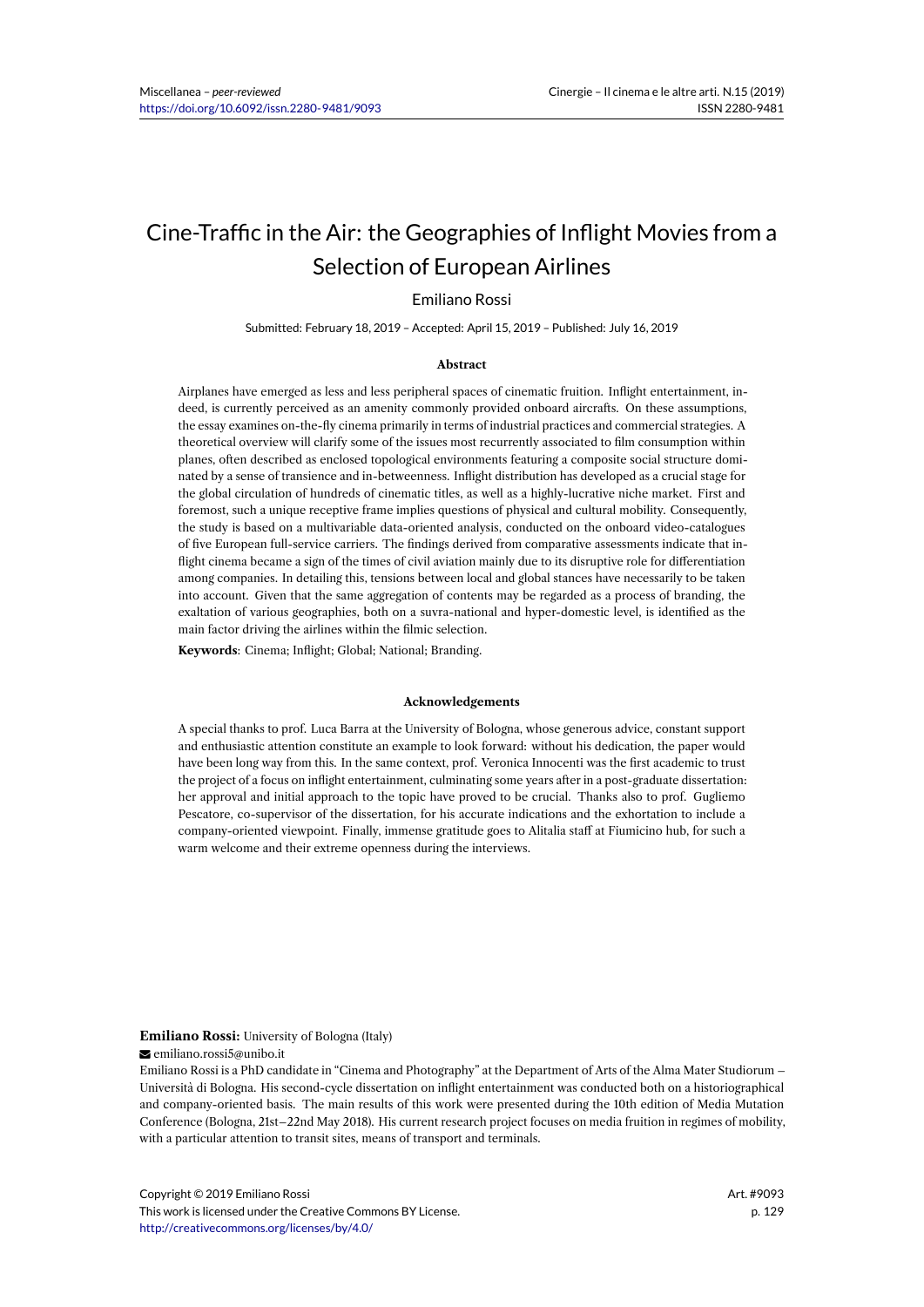# Cine-Traffic in the Air: the Geographies of Inflight Movies from a Selection of European Airlines

Emiliano Rossi

Submitted: February 18, 2019 – Accepted: April 15, 2019 – Published: July 16, 2019

### Abstract

Airplanes have emerged as less and less peripheral spaces of cinematic fruition. Inflight entertainment, indeed, is currently perceived as an amenity commonly provided onboard aircrafts. On these assumptions, the essay examines on-the-fly cinema primarily in terms of industrial practices and commercial strategies. A theoretical overview will clarify some of the issues most recurrently associated to film consumption within planes, often described as enclosed topological environments featuring a composite social structure dominated by a sense of transience and in-betweenness. Inflight distribution has developed as a crucial stage for the global circulation of hundreds of cinematic titles, as well as a highly-lucrative niche market. First and foremost, such a unique receptive frame implies questions of physical and cultural mobility. Consequently, the study is based on a multivariable data-oriented analysis, conducted on the onboard video-catalogues of five European full-service carriers. The findings derived from comparative assessments indicate that inflight cinema became a sign of the times of civil aviation mainly due to its disruptive role for differentiation among companies. In detailing this, tensions between local and global stances have necessarily to be taken into account. Given that the same aggregation of contents may be regarded as a process of branding, the exaltation of various geographies, both on a suvra-national and hyper-domestic level, is identified as the main factor driving the airlines within the filmic selection.

**Keywords**: Cinema; Inflight; Global; National; Branding.

### Acknowledgements

A special thanks to prof. Luca Barra at the University of Bologna, whose generous advice, constant support and enthusiastic attention constitute an example to look forward: without his dedication, the paper would have been long way from this. In the same context, prof. Veronica Innocenti was the first academic to trust the project of a focus on inflight entertainment, culminating some years after in a post-graduate dissertation: her approval and initial approach to the topic have proved to be crucial. Thanks also to prof. Gugliemo Pescatore, co-supervisor of the dissertation, for his accurate indications and the exhortation to include a company-oriented viewpoint. Finally, immense gratitude goes to Alitalia staff at Fiumicino hub, for such a warm welcome and their extreme openness during the interviews.

**Emiliano Rossi:** University of Bologna (Italy)

emiliano.rossi5@unibo.it

Emiliano Rossi is a PhD candidate in "Cinema and Photography" at the Department of Arts of the Alma Mater Studiorum – Università di Bologna. His second-cycle dissertation on inflight entertainment was conducted both on a historiographical and company-oriented basis. The main results of this work were presented during the 10th edition of Media Mutation Conference (Bologna, 21st–22nd May 2018). His current research project focuses on media fruition in regimes of mobility, with a particular attention to transit sites, means of transport and terminals.

Copyright © 2019 Emiliano Rossi
This work is licensed under the Creative Commons BY License.
http://creativecommons.org/licenses/by/4.0/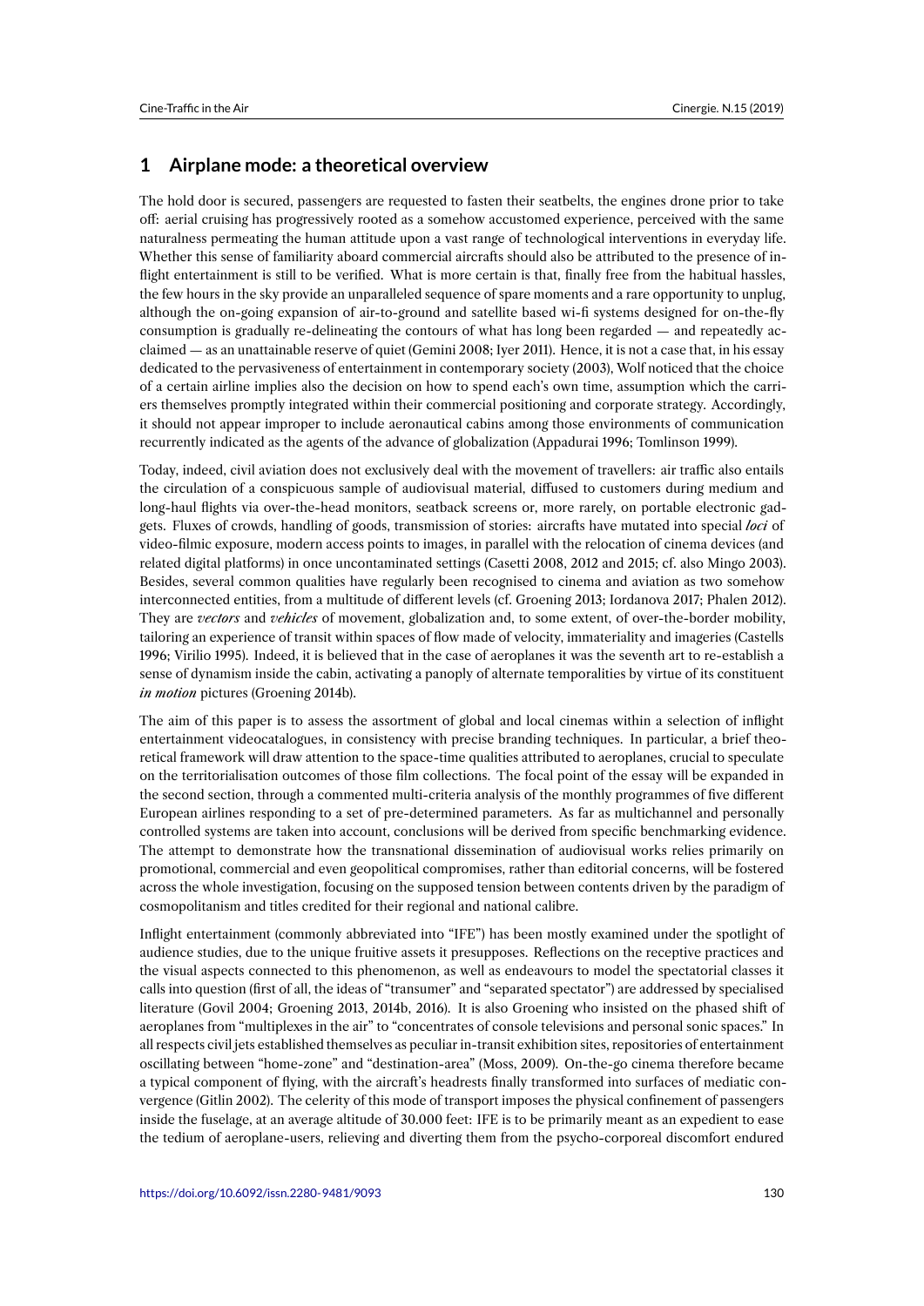## 1 Airplane mode: a theoretical overview

The hold door is secured, passengers are requested to fasten their seatbelts, the engines drone prior to take off: aerial cruising has progressively rooted as a somehow accustomed experience, perceived with the same naturalness permeating the human attitude upon a vast range of technological interventions in everyday life. Whether this sense of familiarity aboard commercial aircrafts should also be attributed to the presence of inflight entertainment is still to be verified. What is more certain is that, finally free from the habitual hassles, the few hours in the sky provide an unparalleled sequence of spare moments and a rare opportunity to unplug, although the on-going expansion of air-to-ground and satellite based wi-fi systems designed for on-the-fly consumption is gradually re-delineating the contours of what has long been regarded — and repeatedly acclaimed — as an unattainable reserve of quiet (Gemini 2008; Iyer 2011). Hence, it is not a case that, in his essay dedicated to the pervasiveness of entertainment in contemporary society (2003), Wolf noticed that the choice of a certain airline implies also the decision on how to spend each's own time, assumption which the carriers themselves promptly integrated within their commercial positioning and corporate strategy. Accordingly, it should not appear improper to include aeronautical cabins among those environments of communication recurrently indicated as the agents of the advance of globalization (Appadurai 1996; Tomlinson 1999).

Today, indeed, civil aviation does not exclusively deal with the movement of travellers: air traffic also entails the circulation of a conspicuous sample of audiovisual material, diffused to customers during medium and long-haul flights via over-the-head monitors, seatback screens or, more rarely, on portable electronic gadgets. Fluxes of crowds, handling of goods, transmission of stories: aircrafts have mutated into special *loci* of video-filmic exposure, modern access points to images, in parallel with the relocation of cinema devices (and related digital platforms) in once uncontaminated settings (Casetti 2008, 2012 and 2015; cf. also Mingo 2003). Besides, several common qualities have regularly been recognised to cinema and aviation as two somehow interconnected entities, from a multitude of different levels (cf. Groening 2013; Iordanova 2017; Phalen 2012). They are *vectors* and *vehicles* of movement, globalization and, to some extent, of over-the-border mobility, tailoring an experience of transit within spaces of flow made of velocity, immateriality and imageries (Castells 1996; Virilio 1995). Indeed, it is believed that in the case of aeroplanes it was the seventh art to re-establish a sense of dynamism inside the cabin, activating a panoply of alternate temporalities by virtue of its constituent *in motion* pictures (Groening 2014b).

The aim of this paper is to assess the assortment of global and local cinemas within a selection of inflight entertainment videocatalogues, in consistency with precise branding techniques. In particular, a brief theoretical framework will draw attention to the space-time qualities attributed to aeroplanes, crucial to speculate on the territorialisation outcomes of those film collections. The focal point of the essay will be expanded in the second section, through a commented multi-criteria analysis of the monthly programmes of five different European airlines responding to a set of pre-determined parameters. As far as multichannel and personally controlled systems are taken into account, conclusions will be derived from specific benchmarking evidence. The attempt to demonstrate how the transnational dissemination of audiovisual works relies primarily on promotional, commercial and even geopolitical compromises, rather than editorial concerns, will be fostered across the whole investigation, focusing on the supposed tension between contents driven by the paradigm of cosmopolitanism and titles credited for their regional and national calibre.

Inflight entertainment (commonly abbreviated into "IFE") has been mostly examined under the spotlight of audience studies, due to the unique fruitive assets it presupposes. Reflections on the receptive practices and the visual aspects connected to this phenomenon, as well as endeavours to model the spectatorial classes it calls into question (first of all, the ideas of "transumer" and "separated spectator") are addressed by specialised literature (Govil 2004; Groening 2013, 2014b, 2016). It is also Groening who insisted on the phased shift of aeroplanes from "multiplexes in the air" to "concentrates of console televisions and personal sonic spaces." In all respects civil jets established themselves as peculiar in-transit exhibition sites, repositories of entertainment oscillating between "home-zone" and "destination-area" (Moss, 2009). On-the-go cinema therefore became a typical component of flying, with the aircraft's headrests finally transformed into surfaces of mediatic convergence (Gitlin 2002). The celerity of this mode of transport imposes the physical confinement of passengers inside the fuselage, at an average altitude of 30.000 feet: IFE is to be primarily meant as an expedient to ease the tedium of aeroplane-users, relieving and diverting them from the psycho-corporeal discomfort endured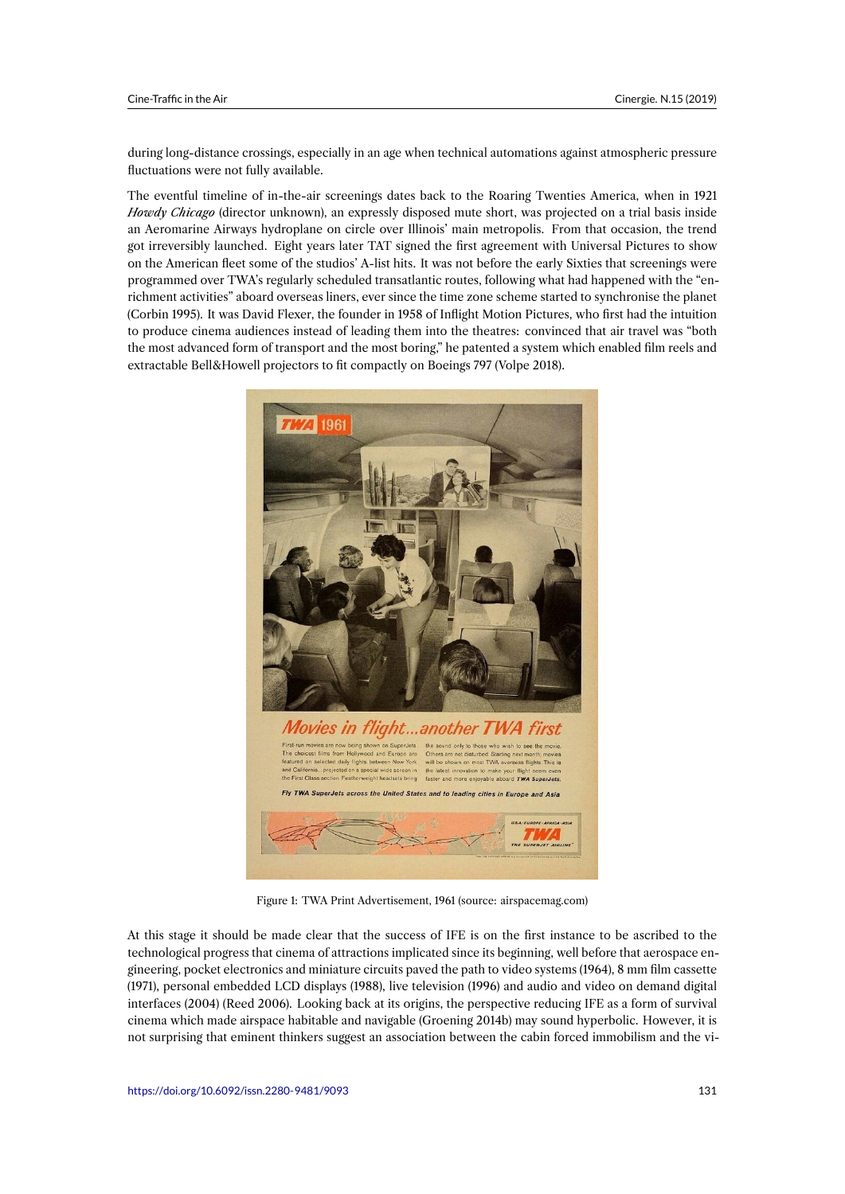during long-distance crossings, especially in an age when technical automations against atmospheric pressure fluctuations were not fully available.

The eventful timeline of in-the-air screenings dates back to the Roaring Twenties America, when in 1921 *Howdy Chicago* (director unknown), an expressly disposed mute short, was projected on a trial basis inside an Aeromarine Airways hydroplane on circle over Illinois' main metropolis. From that occasion, the trend got irreversibly launched. Eight years later TAT signed the first agreement with Universal Pictures to show on the American fleet some of the studios' A-list hits. It was not before the early Sixties that screenings were programmed over TWA's regularly scheduled transatlantic routes, following what had happened with the "enrichment activities" aboard overseas liners, ever since the time zone scheme started to synchronise the planet (Corbin 1995). It was David Flexer, the founder in 1958 of Inflight Motion Pictures, who first had the intuition to produce cinema audiences instead of leading them into the theatres: convinced that air travel was "both the most advanced form of transport and the most boring," he patented a system which enabled film reels and extractable Bell&Howell projectors to fit compactly on Boeings 797 (Volpe 2018).

Figure 1: TWA Print Advertisement, 1961 (source: airspacemag.com)

At this stage it should be made clear that the success of IFE is on the first instance to be ascribed to the technological progress that cinema of attractions implicated since its beginning, well before that aerospace engineering, pocket electronics and miniature circuits paved the path to video systems (1964), 8 mm film cassette (1971), personal embedded LCD displays (1988), live television (1996) and audio and video on demand digital interfaces (2004) (Reed 2006). Looking back at its origins, the perspective reducing IFE as a form of survival cinema which made airspace habitable and navigable (Groening 2014b) may sound hyperbolic. However, it is not surprising that eminent thinkers suggest an association between the cabin forced immobilism and the vi-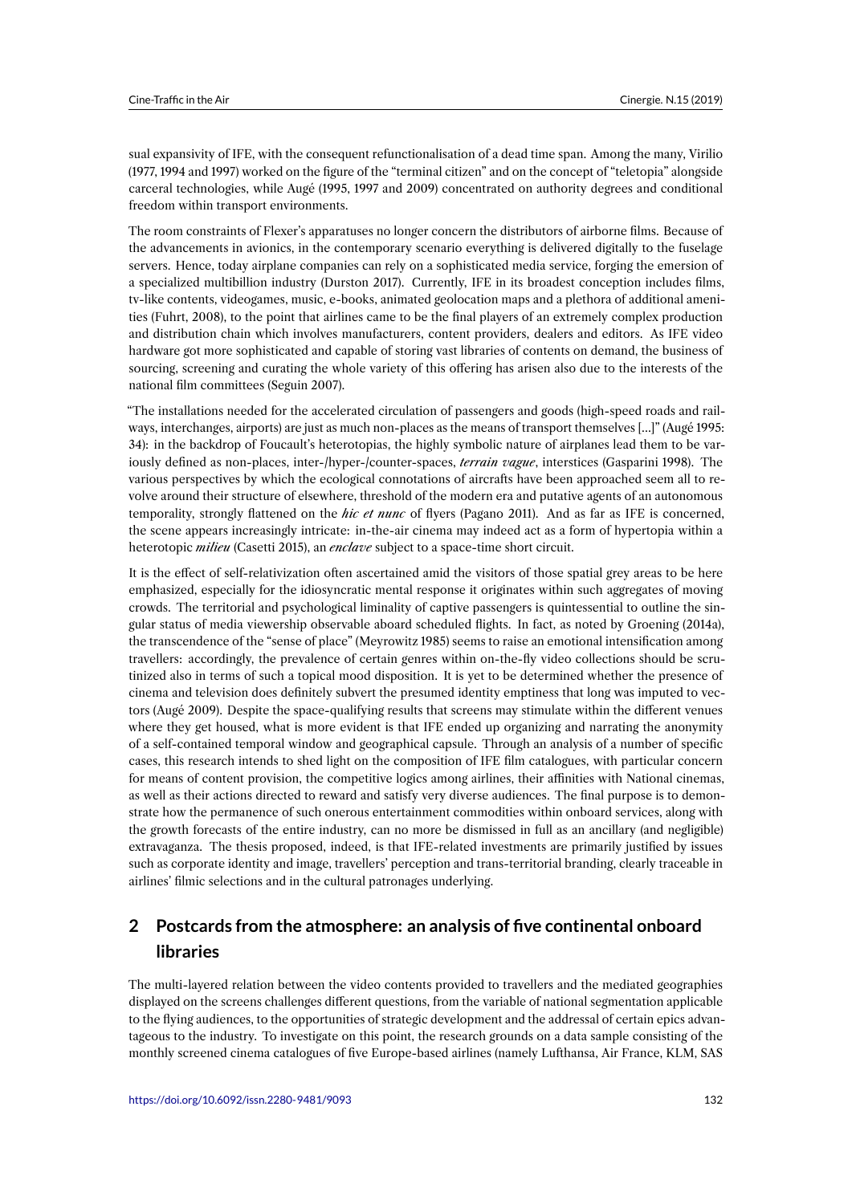sual expansivity of IFE, with the consequent refunctionalisation of a dead time span. Among the many, Virilio (1977, 1994 and 1997) worked on the figure of the "terminal citizen" and on the concept of "teletopia" alongside carceral technologies, while Augé (1995, 1997 and 2009) concentrated on authority degrees and conditional freedom within transport environments.

The room constraints of Flexer's apparatuses no longer concern the distributors of airborne films. Because of the advancements in avionics, in the contemporary scenario everything is delivered digitally to the fuselage servers. Hence, today airplane companies can rely on a sophisticated media service, forging the emersion of a specialized multibillion industry (Durston 2017). Currently, IFE in its broadest conception includes films, tv-like contents, videogames, music, e-books, animated geolocation maps and a plethora of additional amenities (Fuhrt, 2008), to the point that airlines came to be the final players of an extremely complex production and distribution chain which involves manufacturers, content providers, dealers and editors. As IFE video hardware got more sophisticated and capable of storing vast libraries of contents on demand, the business of sourcing, screening and curating the whole variety of this offering has arisen also due to the interests of the national film committees (Seguin 2007).

"The installations needed for the accelerated circulation of passengers and goods (high-speed roads and railways, interchanges, airports) are just as much non-places as the means of transport themselves [...]" (Augé 1995: 34): in the backdrop of Foucault's heterotopias, the highly symbolic nature of airplanes lead them to be variously defined as non-places, inter-/hyper-/counter-spaces, *terrain vague*, interstices (Gasparini 1998). The various perspectives by which the ecological connotations of aircrafts have been approached seem all to revolve around their structure of elsewhere, threshold of the modern era and putative agents of an autonomous temporality, strongly flattened on the *hic et nunc* of flyers (Pagano 2011). And as far as IFE is concerned, the scene appears increasingly intricate: in-the-air cinema may indeed act as a form of hypertopia within a heterotopic *milieu* (Casetti 2015), an *enclave* subject to a space-time short circuit.

It is the effect of self-relativization often ascertained amid the visitors of those spatial grey areas to be here emphasized, especially for the idiosyncratic mental response it originates within such aggregates of moving crowds. The territorial and psychological liminality of captive passengers is quintessential to outline the singular status of media viewership observable aboard scheduled flights. In fact, as noted by Groening (2014a), the transcendence of the "sense of place" (Meyrowitz 1985) seems to raise an emotional intensification among travellers: accordingly, the prevalence of certain genres within on-the-fly video collections should be scrutinized also in terms of such a topical mood disposition. It is yet to be determined whether the presence of cinema and television does definitely subvert the presumed identity emptiness that long was imputed to vectors (Augé 2009). Despite the space-qualifying results that screens may stimulate within the different venues where they get housed, what is more evident is that IFE ended up organizing and narrating the anonymity of a self-contained temporal window and geographical capsule. Through an analysis of a number of specific cases, this research intends to shed light on the composition of IFE film catalogues, with particular concern for means of content provision, the competitive logics among airlines, their affinities with National cinemas, as well as their actions directed to reward and satisfy very diverse audiences. The final purpose is to demonstrate how the permanence of such onerous entertainment commodities within onboard services, along with the growth forecasts of the entire industry, can no more be dismissed in full as an ancillary (and negligible) extravaganza. The thesis proposed, indeed, is that IFE-related investments are primarily justified by issues such as corporate identity and image, travellers' perception and trans-territorial branding, clearly traceable in airlines' filmic selections and in the cultural patronages underlying.

## 2 Postcards from the atmosphere: an analysis of five continental onboard libraries

The multi-layered relation between the video contents provided to travellers and the mediated geographies displayed on the screens challenges different questions, from the variable of national segmentation applicable to the flying audiences, to the opportunities of strategic development and the addressal of certain epics advantageous to the industry. To investigate on this point, the research grounds on a data sample consisting of the monthly screened cinema catalogues of five Europe-based airlines (namely Lufthansa, Air France, KLM, SAS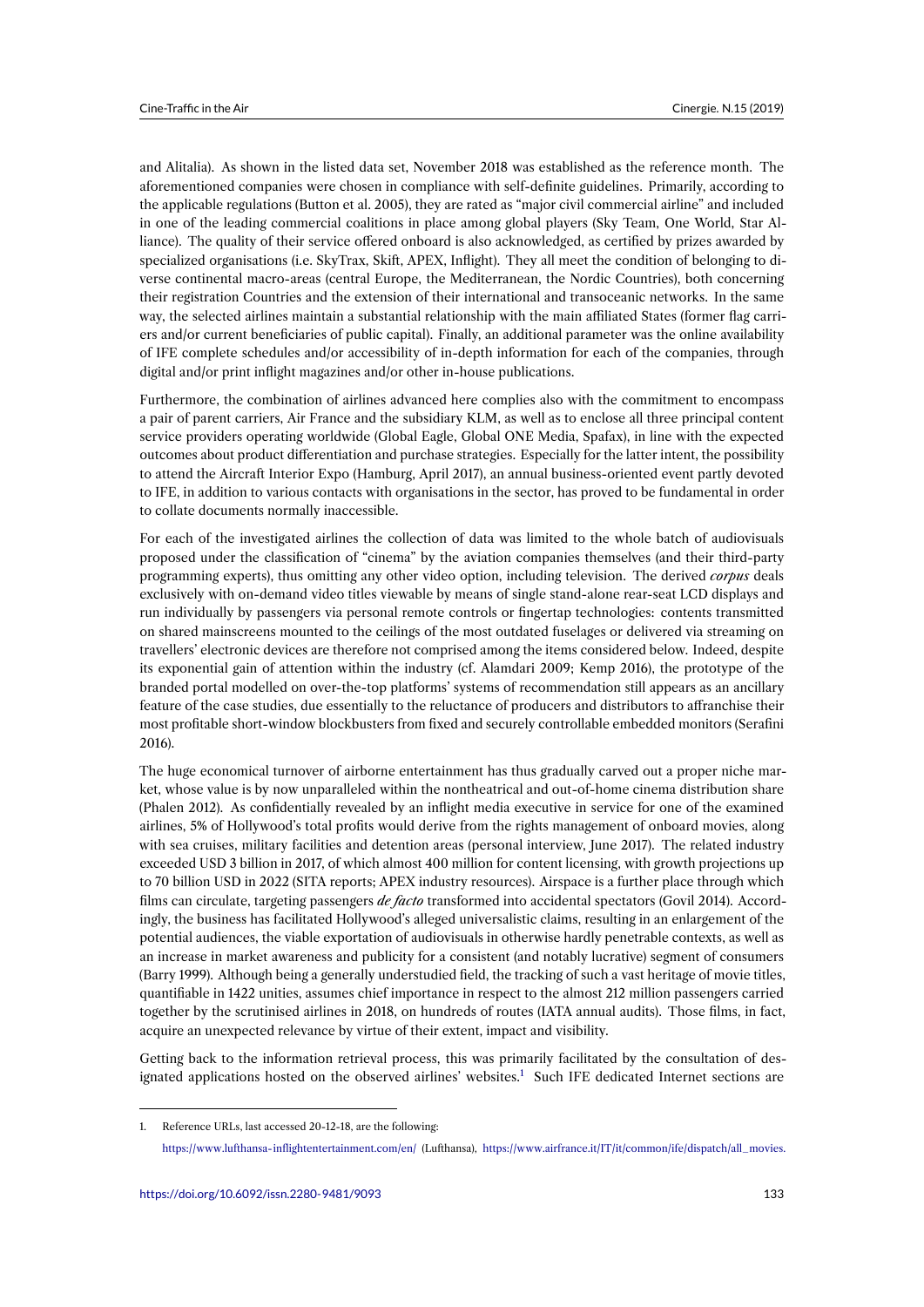and Alitalia). As shown in the listed data set, November 2018 was established as the reference month. The aforementioned companies were chosen in compliance with self-definite guidelines. Primarily, according to the applicable regulations (Button et al. 2005), they are rated as "major civil commercial airline" and included in one of the leading commercial coalitions in place among global players (Sky Team, One World, Star Alliance). The quality of their service offered onboard is also acknowledged, as certified by prizes awarded by specialized organisations (i.e. SkyTrax, Skift, APEX, Inflight). They all meet the condition of belonging to diverse continental macro-areas (central Europe, the Mediterranean, the Nordic Countries), both concerning their registration Countries and the extension of their international and transoceanic networks. In the same way, the selected airlines maintain a substantial relationship with the main affiliated States (former flag carriers and/or current beneficiaries of public capital). Finally, an additional parameter was the online availability of IFE complete schedules and/or accessibility of in-depth information for each of the companies, through digital and/or print inflight magazines and/or other in-house publications.

Furthermore, the combination of airlines advanced here complies also with the commitment to encompass a pair of parent carriers, Air France and the subsidiary KLM, as well as to enclose all three principal content service providers operating worldwide (Global Eagle, Global ONE Media, Spafax), in line with the expected outcomes about product differentiation and purchase strategies. Especially for the latter intent, the possibility to attend the Aircraft Interior Expo (Hamburg, April 2017), an annual business-oriented event partly devoted to IFE, in addition to various contacts with organisations in the sector, has proved to be fundamental in order to collate documents normally inaccessible.

For each of the investigated airlines the collection of data was limited to the whole batch of audiovisuals proposed under the classification of "cinema" by the aviation companies themselves (and their third-party programming experts), thus omitting any other video option, including television. The derived *corpus* deals exclusively with on-demand video titles viewable by means of single stand-alone rear-seat LCD displays and run individually by passengers via personal remote controls or fingertap technologies: contents transmitted on shared mainscreens mounted to the ceilings of the most outdated fuselages or delivered via streaming on travellers' electronic devices are therefore not comprised among the items considered below. Indeed, despite its exponential gain of attention within the industry (cf. Alamdari 2009; Kemp 2016), the prototype of the branded portal modelled on over-the-top platforms' systems of recommendation still appears as an ancillary feature of the case studies, due essentially to the reluctance of producers and distributors to affranchise their most profitable short-window blockbusters from fixed and securely controllable embedded monitors (Serafini 2016).

The huge economical turnover of airborne entertainment has thus gradually carved out a proper niche market, whose value is by now unparalleled within the nontheatrical and out-of-home cinema distribution share (Phalen 2012). As confidentially revealed by an inflight media executive in service for one of the examined airlines, 5% of Hollywood's total profits would derive from the rights management of onboard movies, along with sea cruises, military facilities and detention areas (personal interview, June 2017). The related industry exceeded USD 3 billion in 2017, of which almost 400 million for content licensing, with growth projections up to 70 billion USD in 2022 (SITA reports; APEX industry resources). Airspace is a further place through which films can circulate, targeting passengers *de facto* transformed into accidental spectators (Govil 2014). Accordingly, the business has facilitated Hollywood's alleged universalistic claims, resulting in an enlargement of the potential audiences, the viable exportation of audiovisuals in otherwise hardly penetrable contexts, as well as an increase in market awareness and publicity for a consistent (and notably lucrative) segment of consumers (Barry 1999). Although being a generally understudied field, the tracking of such a vast heritage of movie titles, quantifiable in 1422 unities, assumes chief importance in respect to the almost 212 million passengers carried together by the scrutinised airlines in 2018, on hundreds of routes (IATA annual audits). Those films, in fact, acquire an unexpected relevance by virtue of their extent, impact and visibility.

Getting back to the information retrieval process, this was primarily facilitated by the consultation of designated applications hosted on the observed airlines' websites.[1] Such IFE dedicated Internet sections are

1. Reference URLs, last accessed 20-12-18, are the following:

https://www.lufthansa-inflightentertainment.com/en/ (Lufthansa), https://www.airfrance.it/IT/it/common/ife/dispatch/all_movies.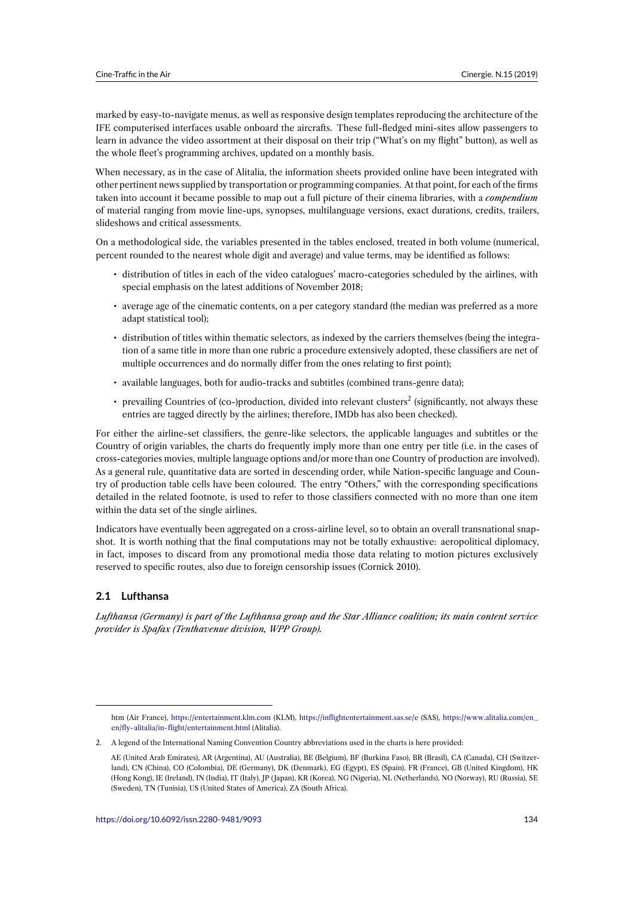marked by easy-to-navigate menus, as well as responsive design templates reproducing the architecture of the IFE computerised interfaces usable onboard the aircrafts. These full-fledged mini-sites allow passengers to learn in advance the video assortment at their disposal on their trip ("What's on my flight" button), as well as the whole fleet's programming archives, updated on a monthly basis.

When necessary, as in the case of Alitalia, the information sheets provided online have been integrated with other pertinent news supplied by transportation or programming companies. At that point, for each of the firms taken into account it became possible to map out a full picture of their cinema libraries, with a *compendium* of material ranging from movie line-ups, synopses, multilanguage versions, exact durations, credits, trailers, slideshows and critical assessments.

On a methodological side, the variables presented in the tables enclosed, treated in both volume (numerical, percent rounded to the nearest whole digit and average) and value terms, may be identified as follows:

- distribution of titles in each of the video catalogues' macro-categories scheduled by the airlines, with special emphasis on the latest additions of November 2018;
- average age of the cinematic contents, on a per category standard (the median was preferred as a more adapt statistical tool);
- distribution of titles within thematic selectors, as indexed by the carriers themselves (being the integration of a same title in more than one rubric a procedure extensively adopted, these classifiers are net of multiple occurrences and do normally differ from the ones relating to first point);
- available languages, both for audio-tracks and subtitles (combined trans-genre data);
- prevailing Countries of (co-)production, divided into relevant clusters[2] (significantly, not always these entries are tagged directly by the airlines; therefore, IMDb has also been checked).

For either the airline-set classifiers, the genre-like selectors, the applicable languages and subtitles or the Country of origin variables, the charts do frequently imply more than one entry per title (i.e. in the cases of cross-categories movies, multiple language options and/or more than one Country of production are involved). As a general rule, quantitative data are sorted in descending order, while Nation-specific language and Country of production table cells have been coloured. The entry "Others," with the corresponding specifications detailed in the related footnote, is used to refer to those classifiers connected with no more than one item within the data set of the single airlines.

Indicators have eventually been aggregated on a cross-airline level, so to obtain an overall transnational snapshot. It is worth nothing that the final computations may not be totally exhaustive: aeropolitical diplomacy, in fact, imposes to discard from any promotional media those data relating to motion pictures exclusively reserved to specific routes, also due to foreign censorship issues (Cornick 2010).

## 2.1 Lufthansa

*Lufthansa (Germany) is part of the Lufthansa group and the Star Alliance coalition; its main content service provider is Spafax (Tenthavenue division, WPP Group).*

---

htm (Air France), https://entertainment.klm.com (KLM), https://inflightentertainment.sas.se/e (SAS), https://www.alitalia.com/en_en/fly-alitalia/in-flight/entertainment.html (Alitalia).

2. A legend of the International Naming Convention Country abbreviations used in the charts is here provided:

AE (United Arab Emirates), AR (Argentina), AU (Australia), BE (Belgium), BF (Burkina Faso), BR (Brasil), CA (Canada), CH (Switzerland), CN (China), CO (Colombia), DE (Germany), DK (Denmark), EG (Egypt), ES (Spain), FR (France), GB (United Kingdom), HK (Hong Kong), IE (Ireland), IN (India), IT (Italy), JP (Japan), KR (Korea), NG (Nigeria), NL (Netherlands), NO (Norway), RU (Russia), SE (Sweden), TN (Tunisia), US (United States of America), ZA (South Africa).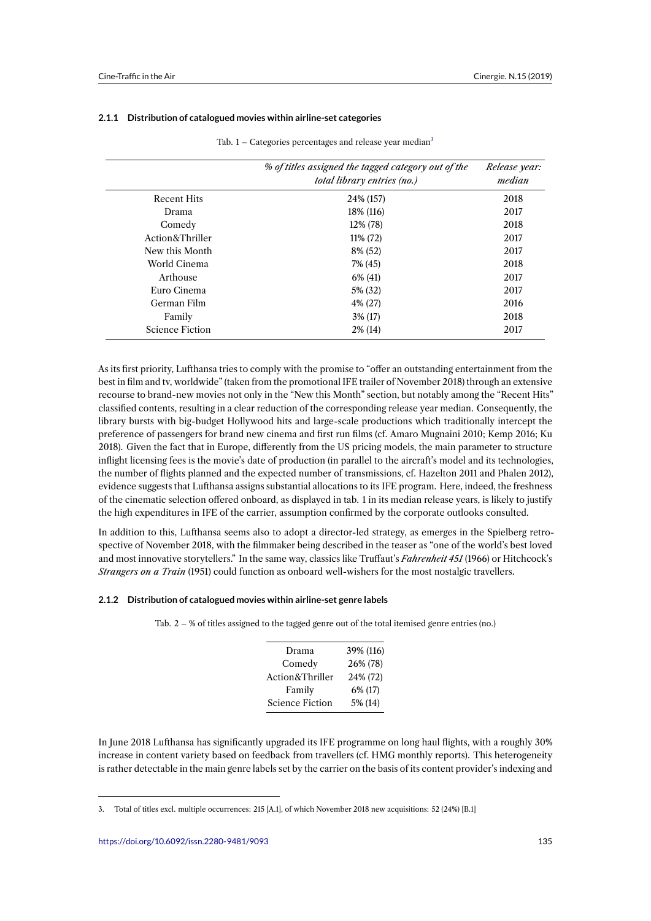#### 2.1.1 Distribution of catalogued movies within airline-set categories

Tab. 1 – Categories percentages and release year median[3]

| | *% of titles assigned the tagged category out of the total library entries (no.)* | *Release year: median* |
|---|---|---|
| Recent Hits | 24% (157) | 2018 |
| Drama | 18% (116) | 2017 |
| Comedy | 12% (78) | 2018 |
| Action&Thriller | 11% (72) | 2017 |
| New this Month | 8% (52) | 2017 |
| World Cinema | 7% (45) | 2018 |
| Arthouse | 6% (41) | 2017 |
| Euro Cinema | 5% (32) | 2017 |
| German Film | 4% (27) | 2016 |
| Family | 3% (17) | 2018 |
| Science Fiction | 2% (14) | 2017 |

As its first priority, Lufthansa tries to comply with the promise to "offer an outstanding entertainment from the best in film and tv, worldwide" (taken from the promotional IFE trailer of November 2018) through an extensive recourse to brand-new movies not only in the "New this Month" section, but notably among the "Recent Hits" classified contents, resulting in a clear reduction of the corresponding release year median. Consequently, the library bursts with big-budget Hollywood hits and large-scale productions which traditionally intercept the preference of passengers for brand new cinema and first run films (cf. Amaro Mugnaini 2010; Kemp 2016; Ku 2018). Given the fact that in Europe, differently from the US pricing models, the main parameter to structure inflight licensing fees is the movie's date of production (in parallel to the aircraft's model and its technologies, the number of flights planned and the expected number of transmissions, cf. Hazelton 2011 and Phalen 2012), evidence suggests that Lufthansa assigns substantial allocations to its IFE program. Here, indeed, the freshness of the cinematic selection offered onboard, as displayed in tab. 1 in its median release years, is likely to justify the high expenditures in IFE of the carrier, assumption confirmed by the corporate outlooks consulted.

In addition to this, Lufthansa seems also to adopt a director-led strategy, as emerges in the Spielberg retrospective of November 2018, with the filmmaker being described in the teaser as "one of the world's best loved and most innovative storytellers." In the same way, classics like Truffaut's ***Fahrenheit 451*** (1966) or Hitchcock's *Strangers on a Train* (1951) could function as onboard well-wishers for the most nostalgic travellers.

#### 2.1.2 Distribution of catalogued movies within airline-set genre labels

Tab. 2 – % of titles assigned to the tagged genre out of the total itemised genre entries (no.)

| | |
|---|---|
| Drama | 39% (116) |
| Comedy | 26% (78) |
| Action&Thriller | 24% (72) |
| Family | 6% (17) |
| Science Fiction | 5% (14) |

In June 2018 Lufthansa has significantly upgraded its IFE programme on long haul flights, with a roughly 30% increase in content variety based on feedback from travellers (cf. HMG monthly reports). This heterogeneity is rather detectable in the main genre labels set by the carrier on the basis of its content provider's indexing and

3. Total of titles excl. multiple occurrences: 215 [A.1], of which November 2018 new acquisitions: 52 (24%) [B.1]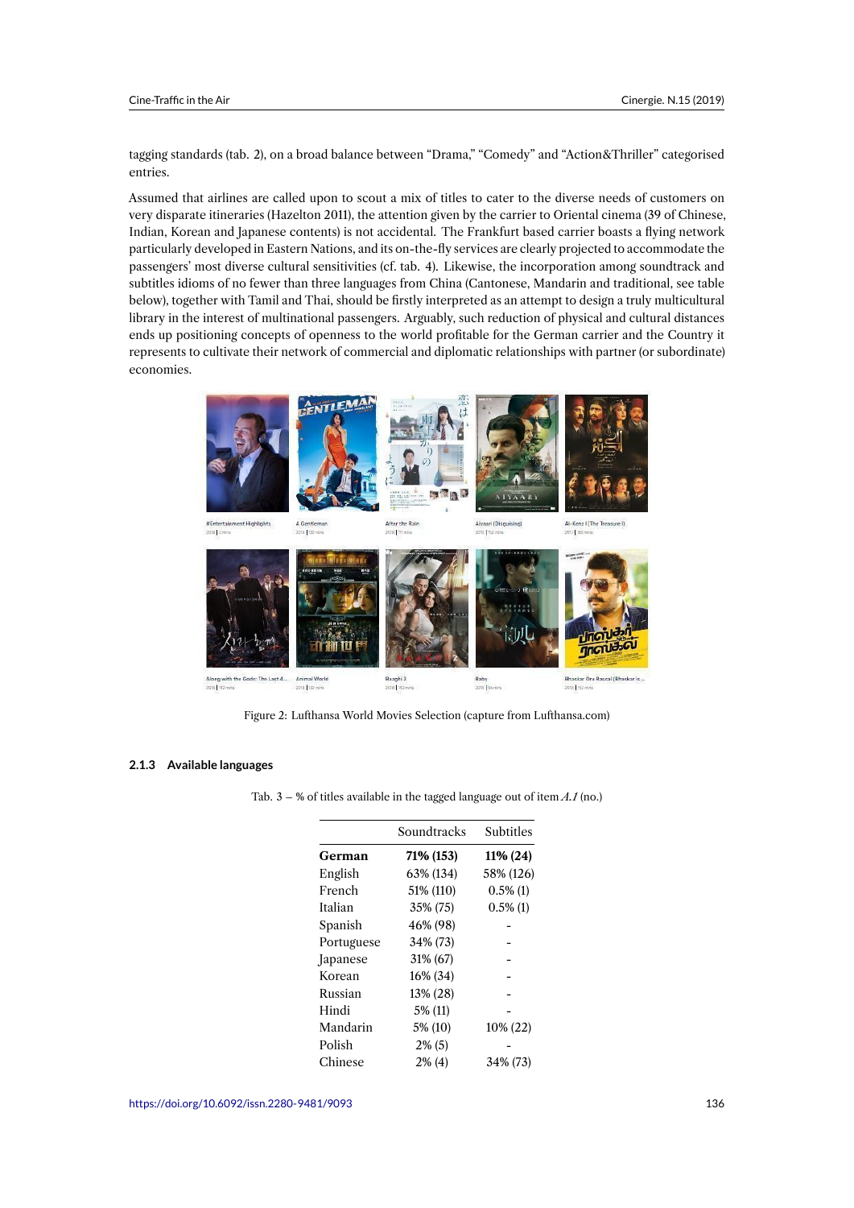tagging standards (tab. 2), on a broad balance between "Drama," "Comedy" and "Action&Thriller" categorised entries.

Assumed that airlines are called upon to scout a mix of titles to cater to the diverse needs of customers on very disparate itineraries (Hazelton 2011), the attention given by the carrier to Oriental cinema (39 of Chinese, Indian, Korean and Japanese contents) is not accidental. The Frankfurt based carrier boasts a flying network particularly developed in Eastern Nations, and its on-the-fly services are clearly projected to accommodate the passengers' most diverse cultural sensitivities (cf. tab. 4). Likewise, the incorporation among soundtrack and subtitles idioms of no fewer than three languages from China (Cantonese, Mandarin and traditional, see table below), together with Tamil and Thai, should be firstly interpreted as an attempt to design a truly multicultural library in the interest of multinational passengers. Arguably, such reduction of physical and cultural distances ends up positioning concepts of openness to the world profitable for the German carrier and the Country it represents to cultivate their network of commercial and diplomatic relationships with partner (or subordinate) economies.

Figure 2: Lufthansa World Movies Selection (capture from Lufthansa.com)

### 2.1.3 Available languages

Tab. 3 – % of titles available in the tagged language out of item *A.1* (no.)

| | Soundtracks | Subtitles |
|---|---|---|
| **German** | **71% (153)** | **11% (24)** |
| English | 63% (134) | 58% (126) |
| French | 51% (110) | 0.5% (1) |
| Italian | 35% (75) | 0.5% (1) |
| Spanish | 46% (98) | - |
| Portuguese | 34% (73) | - |
| Japanese | 31% (67) | - |
| Korean | 16% (34) | - |
| Russian | 13% (28) | - |
| Hindi | 5% (11) | - |
| Mandarin | 5% (10) | 10% (22) |
| Polish | 2% (5) | - |
| Chinese | 2% (4) | 34% (73) |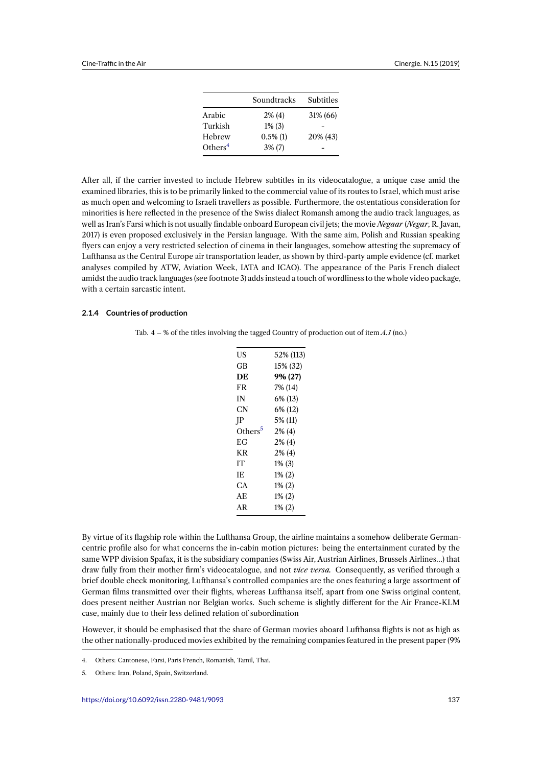|  | Soundtracks | Subtitles |
| --- | --- | --- |
| Arabic | 2% (4) | 31% (66) |
| Turkish | 1% (3) | - |
| Hebrew | 0.5% (1) | 20% (43) |
| Others[4] | 3% (7) | - |

After all, if the carrier invested to include Hebrew subtitles in its videocatalogue, a unique case amid the examined libraries, this is to be primarily linked to the commercial value of its routes to Israel, which must arise as much open and welcoming to Israeli travellers as possible. Furthermore, the ostentatious consideration for minorities is here reflected in the presence of the Swiss dialect Romansh among the audio track languages, as well as Iran's Farsi which is not usually findable onboard European civil jets; the movie *Negaar* (*Negar*, R. Javan, 2017) is even proposed exclusively in the Persian language. With the same aim, Polish and Russian speaking flyers can enjoy a very restricted selection of cinema in their languages, somehow attesting the supremacy of Lufthansa as the Central Europe air transportation leader, as shown by third-party ample evidence (cf. market analyses compiled by ATW, Aviation Week, IATA and ICAO). The appearance of the Paris French dialect amidst the audio track languages (see footnote 3) adds instead a touch of wordliness to the whole video package, with a certain sarcastic intent.

#### 2.1.4 Countries of production

Tab. 4 – % of the titles involving the tagged Country of production out of item *A.1* (no.)

|  |  |
| --- | --- |
| US | 52% (113) |
| GB | 15% (32) |
| **DE** | **9% (27)** |
| FR | 7% (14) |
| IN | 6% (13) |
| CN | 6% (12) |
| JP | 5% (11) |
| Others[5] | 2% (4) |
| EG | 2% (4) |
| KR | 2% (4) |
| IT | 1% (3) |
| IE | 1% (2) |
| CA | 1% (2) |
| AE | 1% (2) |
| AR | 1% (2) |

By virtue of its flagship role within the Lufthansa Group, the airline maintains a somehow deliberate German-centric profile also for what concerns the in-cabin motion pictures: being the entertainment curated by the same WPP division Spafax, it is the subsidiary companies (Swiss Air, Austrian Airlines, Brussels Airlines...) that draw fully from their mother firm's videocatalogue, and not *vice versa*. Consequently, as verified through a brief double check monitoring, Lufthansa's controlled companies are the ones featuring a large assortment of German films transmitted over their flights, whereas Lufthansa itself, apart from one Swiss original content, does present neither Austrian nor Belgian works. Such scheme is slightly different for the Air France-KLM case, mainly due to their less defined relation of subordination

However, it should be emphasised that the share of German movies aboard Lufthansa flights is not as high as the other nationally-produced movies exhibited by the remaining companies featured in the present paper (9%

4. Others: Cantonese, Farsi, Paris French, Romanish, Tamil, Thai.

5. Others: Iran, Poland, Spain, Switzerland.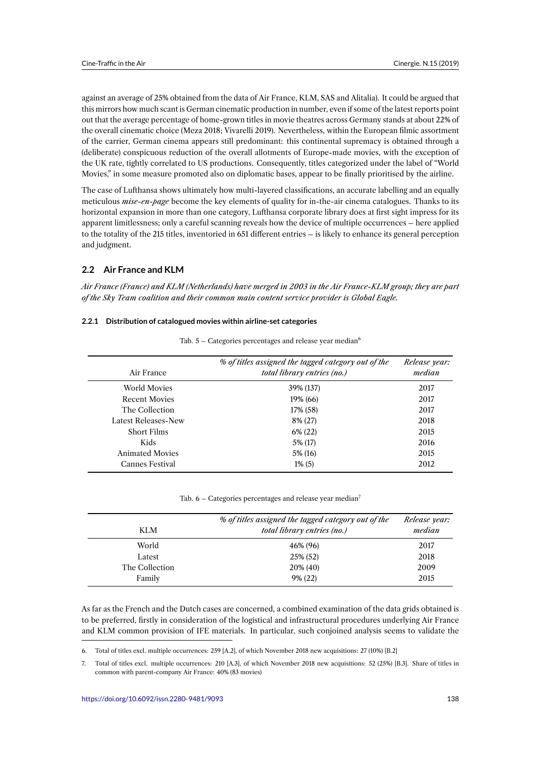against an average of 25% obtained from the data of Air France, KLM, SAS and Alitalia). It could be argued that this mirrors how much scant is German cinematic production in number, even if some of the latest reports point out that the average percentage of home-grown titles in movie theatres across Germany stands at about 22% of the overall cinematic choice (Meza 2018; Vivarelli 2019). Nevertheless, within the European filmic assortment of the carrier, German cinema appears still predominant: this continental supremacy is obtained through a (deliberate) conspicuous reduction of the overall allotments of Europe-made movies, with the exception of the UK rate, tightly correlated to US productions. Consequently, titles categorized under the label of "World Movies," in some measure promoted also on diplomatic bases, appear to be finally prioritised by the airline.

The case of Lufthansa shows ultimately how multi-layered classifications, an accurate labelling and an equally meticulous *mise-en-page* become the key elements of quality for in-the-air cinema catalogues. Thanks to its horizontal expansion in more than one category, Lufthansa corporate library does at first sight impress for its apparent limitlessness; only a careful scanning reveals how the device of multiple occurrences – here applied to the totality of the 215 titles, inventoried in 651 different entries – is likely to enhance its general perception and judgment.

## 2.2 Air France and KLM

*Air France (France) and KLM (Netherlands) have merged in 2003 in the Air France-KLM group; they are part of the Sky Team coalition and their common main content service provider is Global Eagle.*

### 2.2.1 Distribution of catalogued movies within airline-set categories

Tab. 5 – Categories percentages and release year median[6]

| Air France | *% of titles assigned the tagged category out of the total library entries (no.)* | *Release year: median* |
|---|---|---|
| World Movies | 39% (137) | 2017 |
| Recent Movies | 19% (66) | 2017 |
| The Collection | 17% (58) | 2017 |
| Latest Releases-New | 8% (27) | 2018 |
| Short Films | 6% (22) | 2015 |
| Kids | 5% (17) | 2016 |
| Animated Movies | 5% (16) | 2015 |
| Cannes Festival | 1% (5) | 2012 |

Tab. 6 – Categories percentages and release year median[7]

| KLM | *% of titles assigned the tagged category out of the total library entries (no.)* | *Release year: median* |
|---|---|---|
| World | 46% (96) | 2017 |
| Latest | 25% (52) | 2018 |
| The Collection | 20% (40) | 2009 |
| Family | 9% (22) | 2015 |

As far as the French and the Dutch cases are concerned, a combined examination of the data grids obtained is to be preferred, firstly in consideration of the logistical and infrastructural procedures underlying Air France and KLM common provision of IFE materials. In particular, such conjoined analysis seems to validate the

6. Total of titles excl. multiple occurrences: 259 [A.2], of which November 2018 new acquisitions: 27 (10%) [B.2]

7. Total of titles excl. multiple occurrences: 210 [A.3], of which November 2018 new acquisitions: 52 (25%) [B.3]. Share of titles in common with parent-company Air France: 40% (83 movies)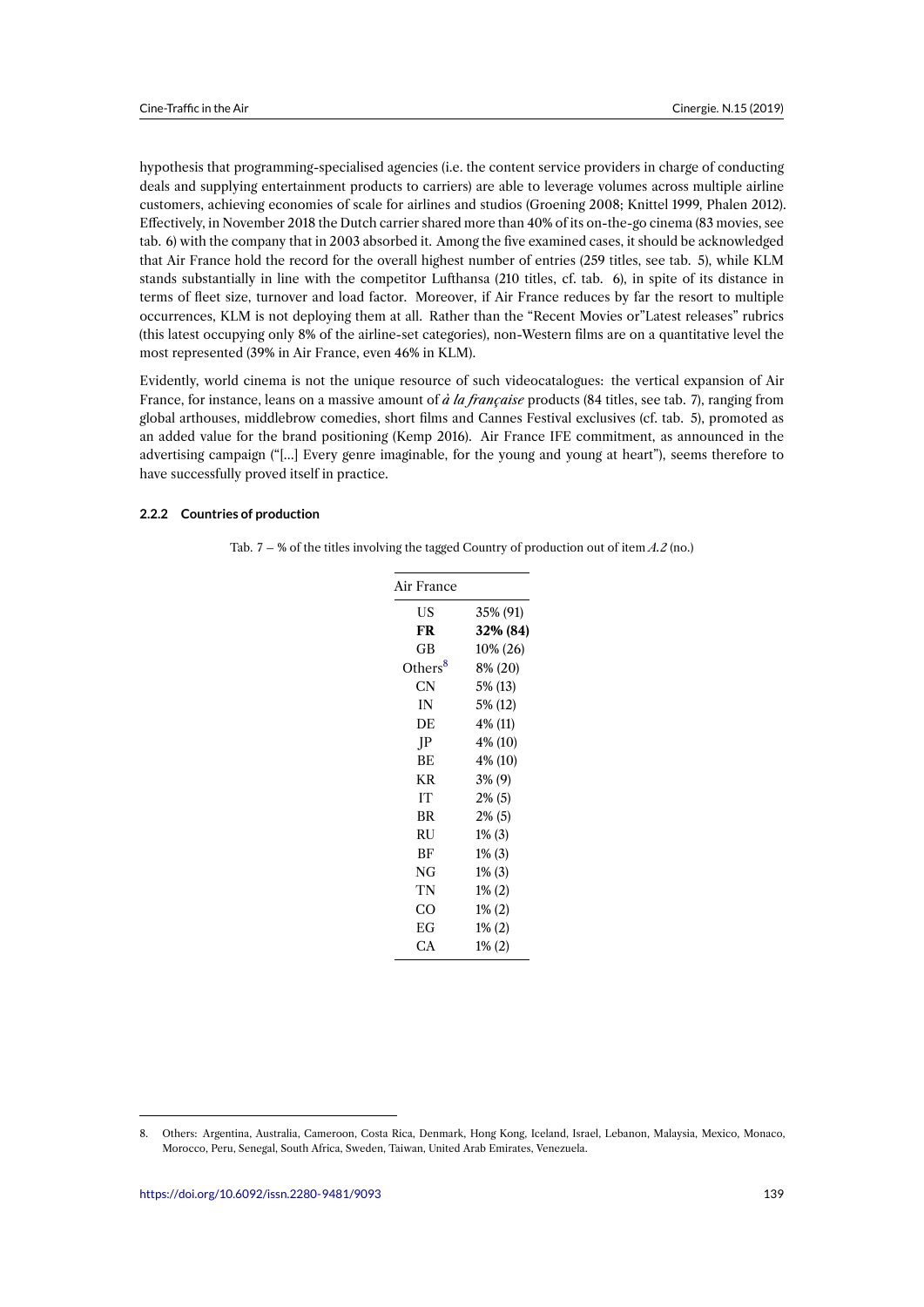hypothesis that programming-specialised agencies (i.e. the content service providers in charge of conducting deals and supplying entertainment products to carriers) are able to leverage volumes across multiple airline customers, achieving economies of scale for airlines and studios (Groening 2008; Knittel 1999, Phalen 2012). Effectively, in November 2018 the Dutch carrier shared more than 40% of its on-the-go cinema (83 movies, see tab. 6) with the company that in 2003 absorbed it. Among the five examined cases, it should be acknowledged that Air France hold the record for the overall highest number of entries (259 titles, see tab. 5), while KLM stands substantially in line with the competitor Lufthansa (210 titles, cf. tab. 6), in spite of its distance in terms of fleet size, turnover and load factor. Moreover, if Air France reduces by far the resort to multiple occurrences, KLM is not deploying them at all. Rather than the "Recent Movies or"Latest releases" rubrics (this latest occupying only 8% of the airline-set categories), non-Western films are on a quantitative level the most represented (39% in Air France, even 46% in KLM).

Evidently, world cinema is not the unique resource of such videocatalogues: the vertical expansion of Air France, for instance, leans on a massive amount of ***à la française*** products (84 titles, see tab. 7), ranging from global arthouses, middlebrow comedies, short films and Cannes Festival exclusives (cf. tab. 5), promoted as an added value for the brand positioning (Kemp 2016). Air France IFE commitment, as announced in the advertising campaign ("[…] Every genre imaginable, for the young and young at heart"), seems therefore to have successfully proved itself in practice.

#### 2.2.2 Countries of production

Tab. 7 – % of the titles involving the tagged Country of production out of item *A.2* (no.)

| Air France | |
|---|---|
| US | 35% (91) |
| **FR** | **32% (84)** |
| GB | 10% (26) |
| Others[8] | 8% (20) |
| CN | 5% (13) |
| IN | 5% (12) |
| DE | 4% (11) |
| JP | 4% (10) |
| BE | 4% (10) |
| KR | 3% (9) |
| IT | 2% (5) |
| BR | 2% (5) |
| RU | 1% (3) |
| BF | 1% (3) |
| NG | 1% (3) |
| TN | 1% (2) |
| CO | 1% (2) |
| EG | 1% (2) |
| CA | 1% (2) |

8. Others: Argentina, Australia, Cameroon, Costa Rica, Denmark, Hong Kong, Iceland, Israel, Lebanon, Malaysia, Mexico, Monaco, Morocco, Peru, Senegal, South Africa, Sweden, Taiwan, United Arab Emirates, Venezuela.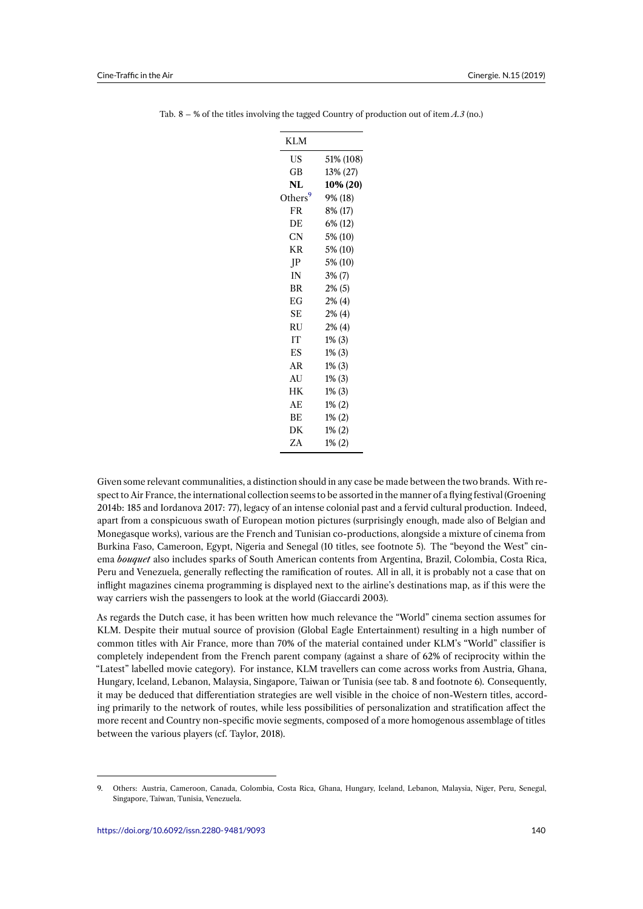Tab. 8 – % of the titles involving the tagged Country of production out of item *A.3* (no.)

| KLM | |
|---|---|
| US | 51% (108) |
| GB | 13% (27) |
| **NL** | **10% (20)** |
| Others[9] | 9% (18) |
| FR | 8% (17) |
| DE | 6% (12) |
| CN | 5% (10) |
| KR | 5% (10) |
| JP | 5% (10) |
| IN | 3% (7) |
| BR | 2% (5) |
| EG | 2% (4) |
| SE | 2% (4) |
| RU | 2% (4) |
| IT | 1% (3) |
| ES | 1% (3) |
| AR | 1% (3) |
| AU | 1% (3) |
| HK | 1% (3) |
| AE | 1% (2) |
| BE | 1% (2) |
| DK | 1% (2) |
| ZA | 1% (2) |

Given some relevant communalities, a distinction should in any case be made between the two brands. With respect to Air France, the international collection seems to be assorted in the manner of a flying festival (Groening 2014b: 185 and Iordanova 2017: 77), legacy of an intense colonial past and a fervid cultural production. Indeed, apart from a conspicuous swath of European motion pictures (surprisingly enough, made also of Belgian and Monegasque works), various are the French and Tunisian co-productions, alongside a mixture of cinema from Burkina Faso, Cameroon, Egypt, Nigeria and Senegal (10 titles, see footnote 5). The "beyond the West" cinema ***bouquet*** also includes sparks of South American contents from Argentina, Brazil, Colombia, Costa Rica, Peru and Venezuela, generally reflecting the ramification of routes. All in all, it is probably not a case that on inflight magazines cinema programming is displayed next to the airline's destinations map, as if this were the way carriers wish the passengers to look at the world (Giaccardi 2003).

As regards the Dutch case, it has been written how much relevance the "World" cinema section assumes for KLM. Despite their mutual source of provision (Global Eagle Entertainment) resulting in a high number of common titles with Air France, more than 70% of the material contained under KLM's "World" classifier is completely independent from the French parent company (against a share of 62% of reciprocity within the "Latest" labelled movie category). For instance, KLM travellers can come across works from Austria, Ghana, Hungary, Iceland, Lebanon, Malaysia, Singapore, Taiwan or Tunisia (see tab. 8 and footnote 6). Consequently, it may be deduced that differentiation strategies are well visible in the choice of non-Western titles, according primarily to the network of routes, while less possibilities of personalization and stratification affect the more recent and Country non-specific movie segments, composed of a more homogenous assemblage of titles between the various players (cf. Taylor, 2018).

9. Others: Austria, Cameroon, Canada, Colombia, Costa Rica, Ghana, Hungary, Iceland, Lebanon, Malaysia, Niger, Peru, Senegal, Singapore, Taiwan, Tunisia, Venezuela.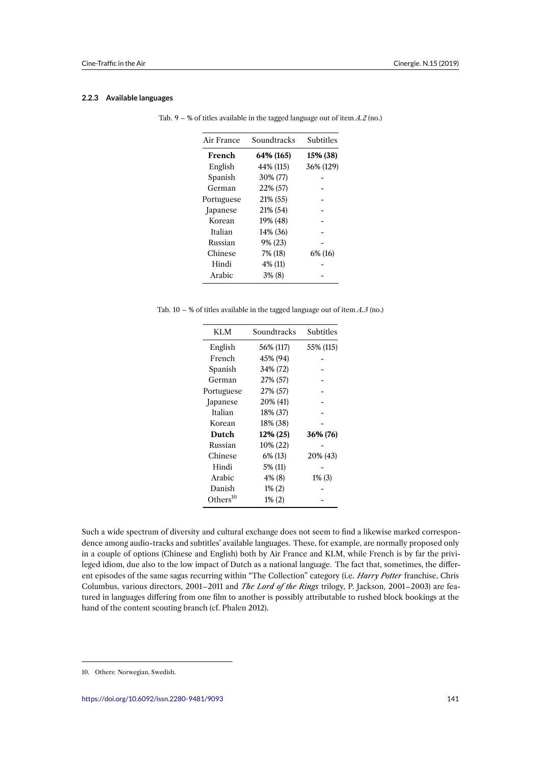### 2.2.3 Available languages

Tab. 9 – % of titles available in the tagged language out of item *A.2* (no.)

| Air France | Soundtracks | Subtitles |
|---|---|---|
| **French** | **64% (165)** | **15% (38)** |
| English | 44% (115) | 36% (129) |
| Spanish | 30% (77) | - |
| German | 22% (57) | - |
| Portuguese | 21% (55) | - |
| Japanese | 21% (54) | - |
| Korean | 19% (48) | - |
| Italian | 14% (36) | - |
| Russian | 9% (23) | - |
| Chinese | 7% (18) | 6% (16) |
| Hindi | 4% (11) | - |
| Arabic | 3% (8) | - |

Tab. 10 – % of titles available in the tagged language out of item *A.3* (no.)

| KLM | Soundtracks | Subtitles |
|---|---|---|
| English | 56% (117) | 55% (115) |
| French | 45% (94) | - |
| Spanish | 34% (72) | - |
| German | 27% (57) | - |
| Portuguese | 27% (57) | - |
| Japanese | 20% (41) | - |
| Italian | 18% (37) | - |
| Korean | 18% (38) | - |
| **Dutch** | **12% (25)** | **36% (76)** |
| Russian | 10% (22) | - |
| Chinese | 6% (13) | 20% (43) |
| Hindi | 5% (11) | - |
| Arabic | 4% (8) | 1% (3) |
| Danish | 1% (2) | - |
| Others[10] | 1% (2) | - |

Such a wide spectrum of diversity and cultural exchange does not seem to find a likewise marked correspondence among audio-tracks and subtitles' available languages. These, for example, are normally proposed only in a couple of options (Chinese and English) both by Air France and KLM, while French is by far the privileged idiom, due also to the low impact of Dutch as a national language. The fact that, sometimes, the different episodes of the same sagas recurring within "The Collection" category (i.e. *Harry Potter* franchise, Chris Columbus, various directors, 2001–2011 and *The Lord of the Rings* trilogy, P. Jackson, 2001–2003) are featured in languages differing from one film to another is possibly attributable to rushed block bookings at the hand of the content scouting branch (cf. Phalen 2012).

10. Others: Norwegian, Swedish.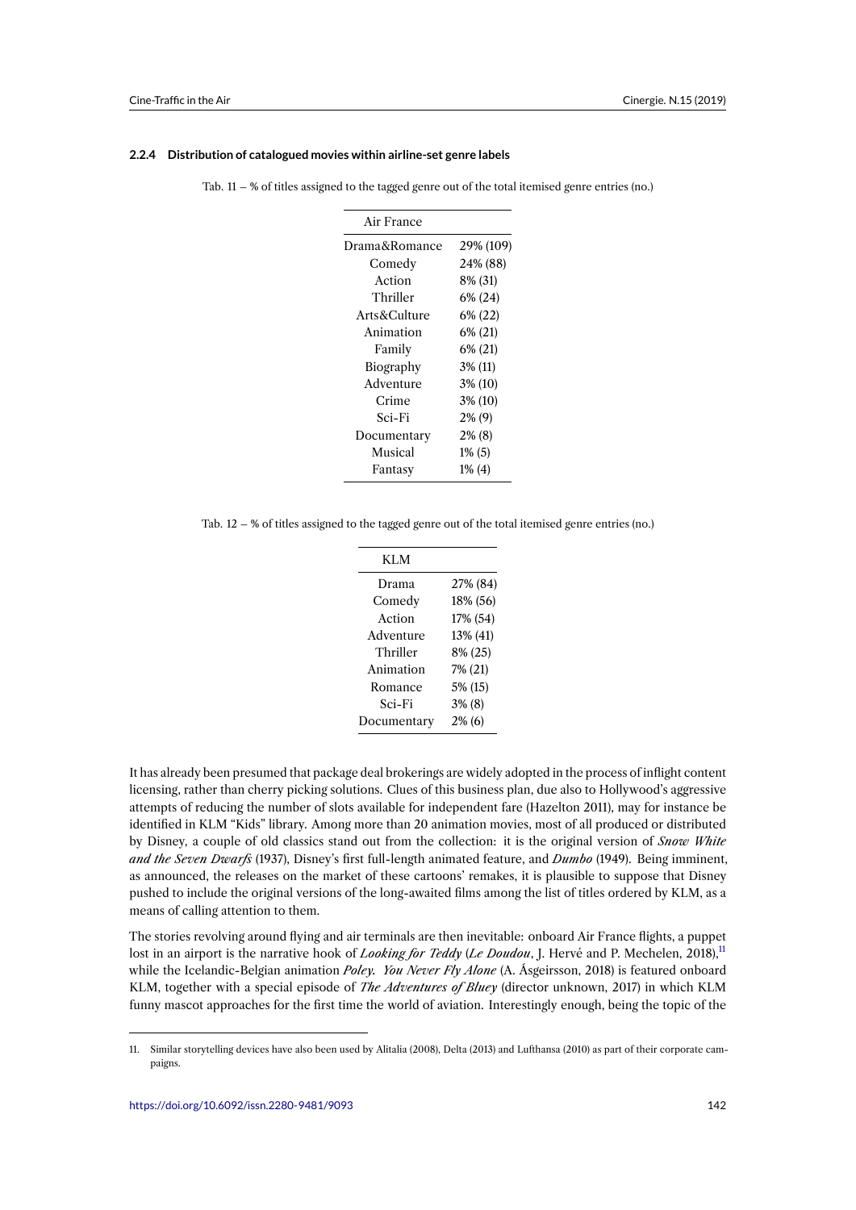#### 2.2.4 Distribution of catalogued movies within airline-set genre labels

Tab. 11 – % of titles assigned to the tagged genre out of the total itemised genre entries (no.)

| Air France | |
|---|---|
| Drama&Romance | 29% (109) |
| Comedy | 24% (88) |
| Action | 8% (31) |
| Thriller | 6% (24) |
| Arts&Culture | 6% (22) |
| Animation | 6% (21) |
| Family | 6% (21) |
| Biography | 3% (11) |
| Adventure | 3% (10) |
| Crime | 3% (10) |
| Sci-Fi | 2% (9) |
| Documentary | 2% (8) |
| Musical | 1% (5) |
| Fantasy | 1% (4) |

Tab. 12 – % of titles assigned to the tagged genre out of the total itemised genre entries (no.)

| KLM | |
|---|---|
| Drama | 27% (84) |
| Comedy | 18% (56) |
| Action | 17% (54) |
| Adventure | 13% (41) |
| Thriller | 8% (25) |
| Animation | 7% (21) |
| Romance | 5% (15) |
| Sci-Fi | 3% (8) |
| Documentary | 2% (6) |

It has already been presumed that package deal brokerings are widely adopted in the process of inflight content licensing, rather than cherry picking solutions. Clues of this business plan, due also to Hollywood's aggressive attempts of reducing the number of slots available for independent fare (Hazelton 2011), may for instance be identified in KLM "Kids" library. Among more than 20 animation movies, most of all produced or distributed by Disney, a couple of old classics stand out from the collection: it is the original version of ***Snow White and the Seven Dwarfs*** (1937), Disney's first full-length animated feature, and ***Dumbo*** (1949). Being imminent, as announced, the releases on the market of these cartoons' remakes, it is plausible to suppose that Disney pushed to include the original versions of the long-awaited films among the list of titles ordered by KLM, as a means of calling attention to them.

The stories revolving around flying and air terminals are then inevitable: onboard Air France flights, a puppet lost in an airport is the narrative hook of ***Looking for Teddy*** (*Le Doudou*, J. Hervé and P. Mechelen, 2018),[11] while the Icelandic-Belgian animation ***Poley. You Never Fly Alone*** (A. Ásgeirsson, 2018) is featured onboard KLM, together with a special episode of ***The Adventures of Bluey*** (director unknown, 2017) in which KLM funny mascot approaches for the first time the world of aviation. Interestingly enough, being the topic of the

11. Similar storytelling devices have also been used by Alitalia (2008), Delta (2013) and Lufthansa (2010) as part of their corporate campaigns.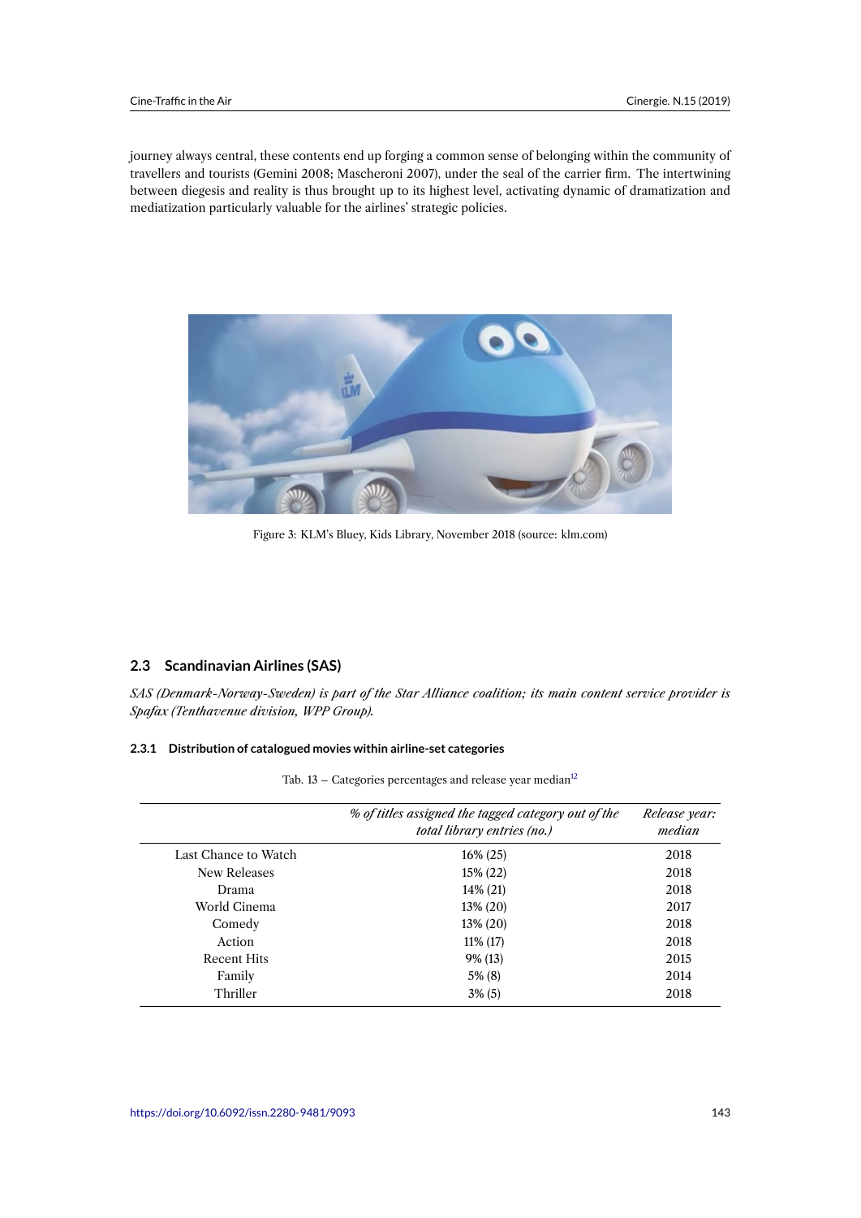journey always central, these contents end up forging a common sense of belonging within the community of travellers and tourists (Gemini 2008; Mascheroni 2007), under the seal of the carrier firm. The intertwining between diegesis and reality is thus brought up to its highest level, activating dynamic of dramatization and mediatization particularly valuable for the airlines' strategic policies.

Figure 3: KLM's Bluey, Kids Library, November 2018 (source: klm.com)

## 2.3 Scandinavian Airlines (SAS)

*SAS (Denmark-Norway-Sweden) is part of the Star Alliance coalition; its main content service provider is Spafax (Tenthavenue division, WPP Group).*

### 2.3.1 Distribution of catalogued movies within airline-set categories

Tab. 13 – Categories percentages and release year median[12]

| | *% of titles assigned the tagged category out of the total library entries (no.)* | *Release year: median* |
|---|---|---|
| Last Chance to Watch | 16% (25) | 2018 |
| New Releases | 15% (22) | 2018 |
| Drama | 14% (21) | 2018 |
| World Cinema | 13% (20) | 2017 |
| Comedy | 13% (20) | 2018 |
| Action | 11% (17) | 2018 |
| Recent Hits | 9% (13) | 2015 |
| Family | 5% (8) | 2014 |
| Thriller | 3% (5) | 2018 |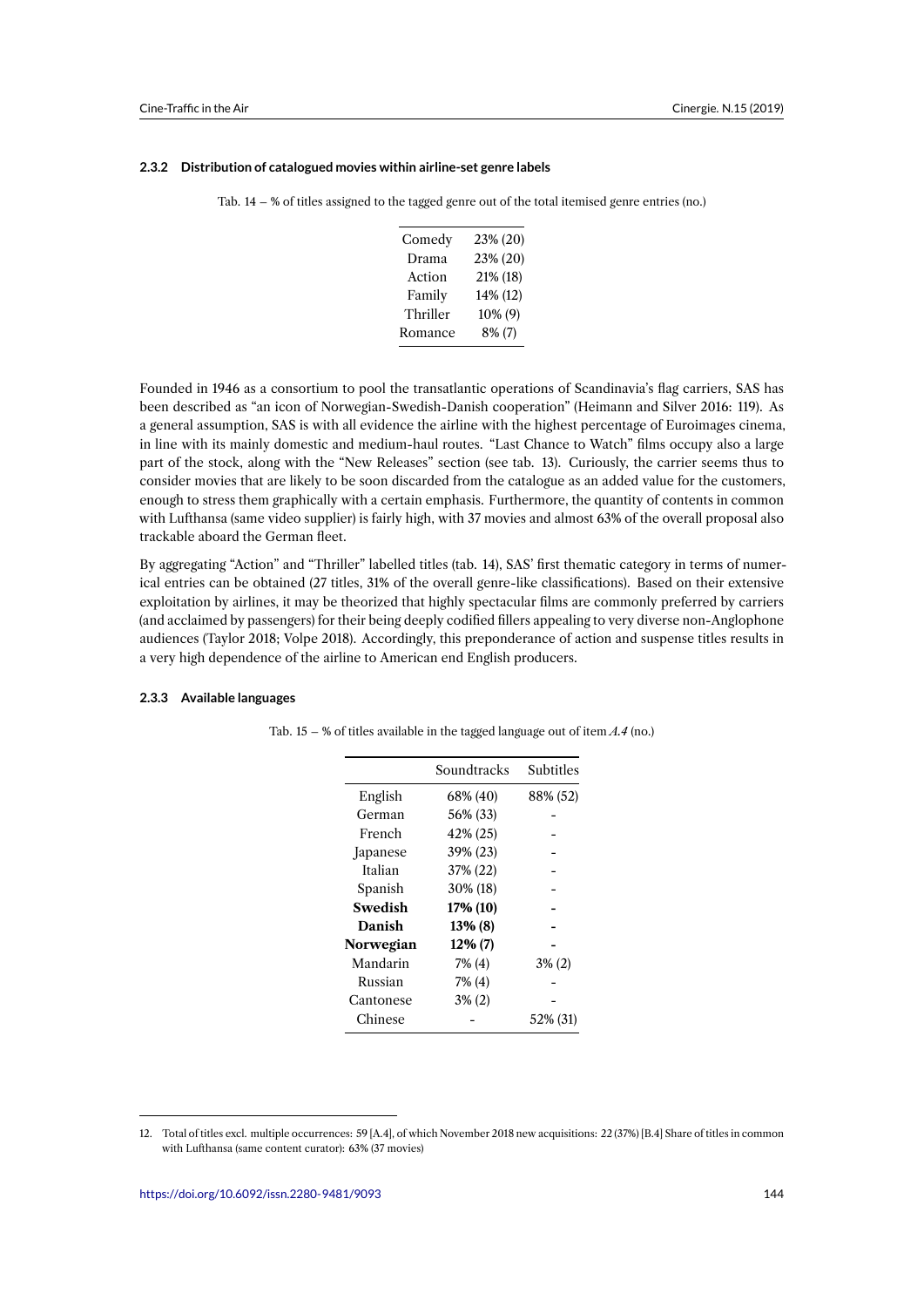#### 2.3.2 Distribution of catalogued movies within airline-set genre labels

Tab. 14 – % of titles assigned to the tagged genre out of the total itemised genre entries (no.)

| | |
|---|---|
| Comedy | 23% (20) |
| Drama | 23% (20) |
| Action | 21% (18) |
| Family | 14% (12) |
| Thriller | 10% (9) |
| Romance | 8% (7) |

Founded in 1946 as a consortium to pool the transatlantic operations of Scandinavia's flag carriers, SAS has been described as "an icon of Norwegian-Swedish-Danish cooperation" (Heimann and Silver 2016: 119). As a general assumption, SAS is with all evidence the airline with the highest percentage of Euroimages cinema, in line with its mainly domestic and medium-haul routes. "Last Chance to Watch" films occupy also a large part of the stock, along with the "New Releases" section (see tab. 13). Curiously, the carrier seems thus to consider movies that are likely to be soon discarded from the catalogue as an added value for the customers, enough to stress them graphically with a certain emphasis. Furthermore, the quantity of contents in common with Lufthansa (same video supplier) is fairly high, with 37 movies and almost 63% of the overall proposal also trackable aboard the German fleet.

By aggregating "Action" and "Thriller" labelled titles (tab. 14), SAS' first thematic category in terms of numerical entries can be obtained (27 titles, 31% of the overall genre-like classifications). Based on their extensive exploitation by airlines, it may be theorized that highly spectacular films are commonly preferred by carriers (and acclaimed by passengers) for their being deeply codified fillers appealing to very diverse non-Anglophone audiences (Taylor 2018; Volpe 2018). Accordingly, this preponderance of action and suspense titles results in a very high dependence of the airline to American end English producers.

#### 2.3.3 Available languages

Tab. 15 – % of titles available in the tagged language out of item *A.4* (no.)

| | Soundtracks | Subtitles |
|---|---|---|
| English | 68% (40) | 88% (52) |
| German | 56% (33) | - |
| French | 42% (25) | - |
| Japanese | 39% (23) | - |
| Italian | 37% (22) | - |
| Spanish | 30% (18) | - |
| **Swedish** | **17% (10)** | **-** |
| **Danish** | **13% (8)** | **-** |
| **Norwegian** | **12% (7)** | **-** |
| Mandarin | 7% (4) | 3% (2) |
| Russian | 7% (4) | - |
| Cantonese | 3% (2) | - |
| Chinese | - | 52% (31) |

12. Total of titles excl. multiple occurrences: 59 [A.4], of which November 2018 new acquisitions: 22 (37%) [B.4] Share of titles in common with Lufthansa (same content curator): 63% (37 movies)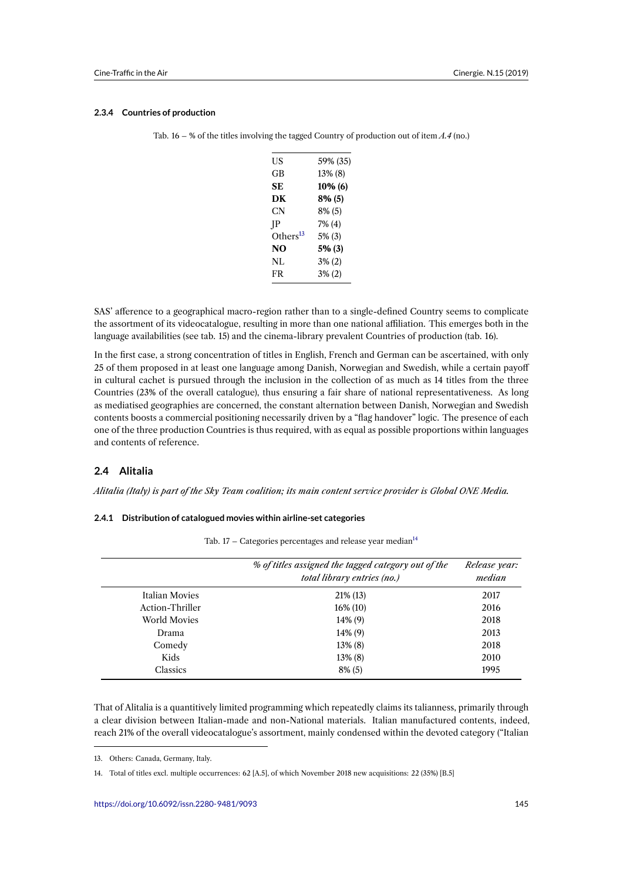#### 2.3.4 Countries of production

Tab. 16 – % of the titles involving the tagged Country of production out of item *A.4* (no.)

| | |
|---|---|
| US | 59% (35) |
| GB | 13% (8) |
| **SE** | **10% (6)** |
| **DK** | **8% (5)** |
| CN | 8% (5) |
| JP | 7% (4) |
| Others[13] | 5% (3) |
| **NO** | **5% (3)** |
| NL | 3% (2) |
| FR | 3% (2) |

SAS' afference to a geographical macro-region rather than to a single-defined Country seems to complicate the assortment of its videocatalogue, resulting in more than one national affiliation. This emerges both in the language availabilities (see tab. 15) and the cinema-library prevalent Countries of production (tab. 16).

In the first case, a strong concentration of titles in English, French and German can be ascertained, with only 25 of them proposed in at least one language among Danish, Norwegian and Swedish, while a certain payoff in cultural cachet is pursued through the inclusion in the collection of as much as 14 titles from the three Countries (23% of the overall catalogue), thus ensuring a fair share of national representativeness. As long as mediatised geographies are concerned, the constant alternation between Danish, Norwegian and Swedish contents boosts a commercial positioning necessarily driven by a "flag handover" logic. The presence of each one of the three production Countries is thus required, with as equal as possible proportions within languages and contents of reference.

### 2.4 Alitalia

*Alitalia (Italy) is part of the Sky Team coalition; its main content service provider is Global ONE Media.*

#### 2.4.1 Distribution of catalogued movies within airline-set categories

Tab. 17 – Categories percentages and release year median[14]

| | *% of titles assigned the tagged category out of the total library entries (no.)* | *Release year: median* |
|---|---|---|
| Italian Movies | 21% (13) | 2017 |
| Action-Thriller | 16% (10) | 2016 |
| World Movies | 14% (9) | 2018 |
| Drama | 14% (9) | 2013 |
| Comedy | 13% (8) | 2018 |
| Kids | 13% (8) | 2010 |
| Classics | 8% (5) | 1995 |

That of Alitalia is a quantitively limited programming which repeatedly claims its talianness, primarily through a clear division between Italian-made and non-National materials. Italian manufactured contents, indeed, reach 21% of the overall videocatalogue's assortment, mainly condensed within the devoted category ("Italian

13. Others: Canada, Germany, Italy.

14. Total of titles excl. multiple occurrences: 62 [A.5], of which November 2018 new acquisitions: 22 (35%) [B.5]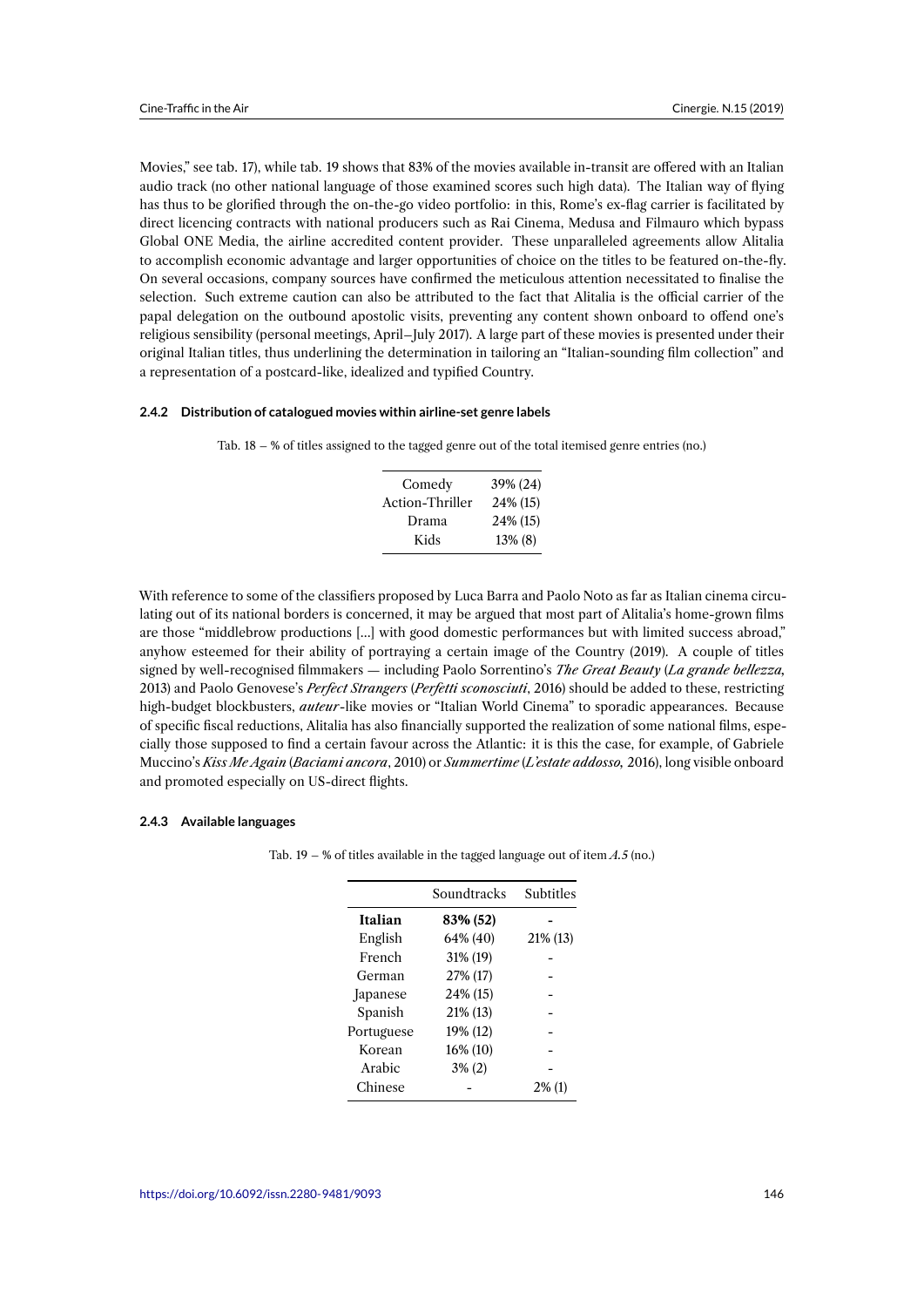Movies," see tab. 17), while tab. 19 shows that 83% of the movies available in-transit are offered with an Italian audio track (no other national language of those examined scores such high data). The Italian way of flying has thus to be glorified through the on-the-go video portfolio: in this, Rome's ex-flag carrier is facilitated by direct licencing contracts with national producers such as Rai Cinema, Medusa and Filmauro which bypass Global ONE Media, the airline accredited content provider. These unparalleled agreements allow Alitalia to accomplish economic advantage and larger opportunities of choice on the titles to be featured on-the-fly. On several occasions, company sources have confirmed the meticulous attention necessitated to finalise the selection. Such extreme caution can also be attributed to the fact that Alitalia is the official carrier of the papal delegation on the outbound apostolic visits, preventing any content shown onboard to offend one's religious sensibility (personal meetings, April–July 2017). A large part of these movies is presented under their original Italian titles, thus underlining the determination in tailoring an "Italian-sounding film collection" and a representation of a postcard-like, idealized and typified Country.

#### 2.4.2 Distribution of catalogued movies within airline-set genre labels

Tab. 18 – % of titles assigned to the tagged genre out of the total itemised genre entries (no.)

| | |
|---|---|
| Comedy | 39% (24) |
| Action-Thriller | 24% (15) |
| Drama | 24% (15) |
| Kids | 13% (8) |

With reference to some of the classifiers proposed by Luca Barra and Paolo Noto as far as Italian cinema circulating out of its national borders is concerned, it may be argued that most part of Alitalia's home-grown films are those "middlebrow productions [...] with good domestic performances but with limited success abroad," anyhow esteemed for their ability of portraying a certain image of the Country (2019). A couple of titles signed by well-recognised filmmakers — including Paolo Sorrentino's *The Great Beauty* (*La grande bellezza*, 2013) and Paolo Genovese's *Perfect Strangers* (*Perfetti sconosciuti*, 2016) should be added to these, restricting high-budget blockbusters, ***auteur***-like movies or "Italian World Cinema" to sporadic appearances. Because of specific fiscal reductions, Alitalia has also financially supported the realization of some national films, especially those supposed to find a certain favour across the Atlantic: it is this the case, for example, of Gabriele Muccino's *Kiss Me Again* (*Baciami ancora*, 2010) or *Summertime* (*L'estate addosso,* 2016), long visible onboard and promoted especially on US-direct flights.

#### 2.4.3 Available languages

Tab. 19 – % of titles available in the tagged language out of item *A.5* (no.)

| | Soundtracks | Subtitles |
|---|---|---|
| **Italian** | **83% (52)** | **-** |
| English | 64% (40) | 21% (13) |
| French | 31% (19) | - |
| German | 27% (17) | - |
| Japanese | 24% (15) | - |
| Spanish | 21% (13) | - |
| Portuguese | 19% (12) | - |
| Korean | 16% (10) | - |
| Arabic | 3% (2) | - |
| Chinese | - | 2% (1) |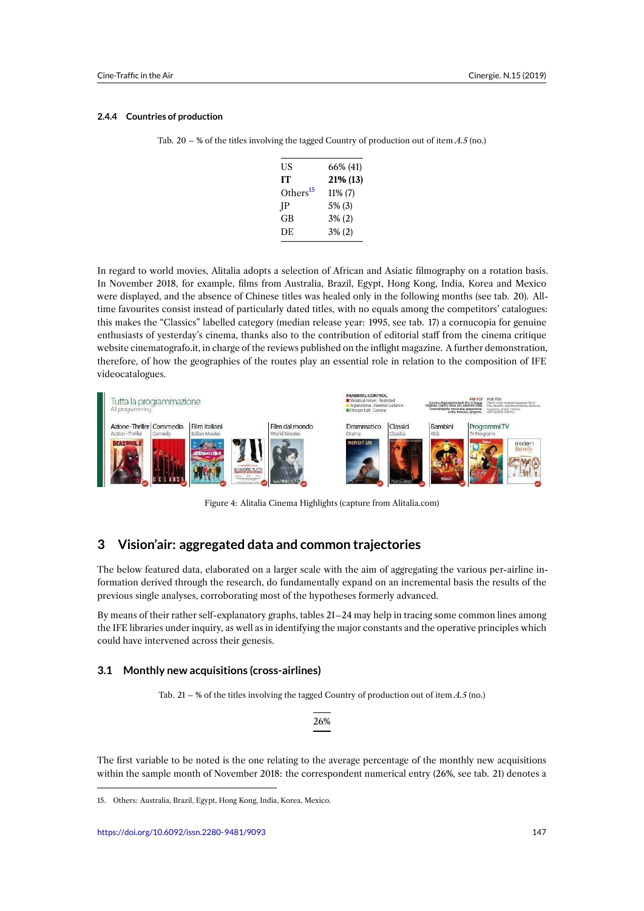### 2.4.4 Countries of production

Tab. 20 – % of the titles involving the tagged Country of production out of item *A.5* (no.)

| | |
|---|---|
| US | 66% (41) |
| **IT** | **21% (13)** |
| Others[15] | 11% (7) |
| JP | 5% (3) |
| GB | 3% (2) |
| DE | 3% (2) |

In regard to world movies, Alitalia adopts a selection of African and Asiatic filmography on a rotation basis. In November 2018, for example, films from Australia, Brazil, Egypt, Hong Kong, India, Korea and Mexico were displayed, and the absence of Chinese titles was healed only in the following months (see tab. 20). All-time favourites consist instead of particularly dated titles, with no equals among the competitors' catalogues: this makes the "Classics" labelled category (median release year: 1995, see tab. 17) a cornucopia for genuine enthusiasts of yesterday's cinema, thanks also to the contribution of editorial staff from the cinema critique website cinematografo.it, in charge of the reviews published on the inflight magazine. A further demonstration, therefore, of how the geographies of the routes play an essential role in relation to the composition of IFE videocatalogues.

Figure 4: Alitalia Cinema Highlights (capture from Alitalia.com)

## 3 Vision'air: aggregated data and common trajectories

The below featured data, elaborated on a larger scale with the aim of aggregating the various per-airline information derived through the research, do fundamentally expand on an incremental basis the results of the previous single analyses, corroborating most of the hypotheses formerly advanced.

By means of their rather self-explanatory graphs, tables 21–24 may help in tracing some common lines among the IFE libraries under inquiry, as well as in identifying the major constants and the operative principles which could have intervened across their genesis.

### 3.1 Monthly new acquisitions (cross-airlines)

Tab. 21 – % of the titles involving the tagged Country of production out of item *A.5* (no.)

| 26% |
|---|

The first variable to be noted is the one relating to the average percentage of the monthly new acquisitions within the sample month of November 2018: the correspondent numerical entry (26%, see tab. 21) denotes a

15. Others: Australia, Brazil, Egypt, Hong Kong, India, Korea, Mexico.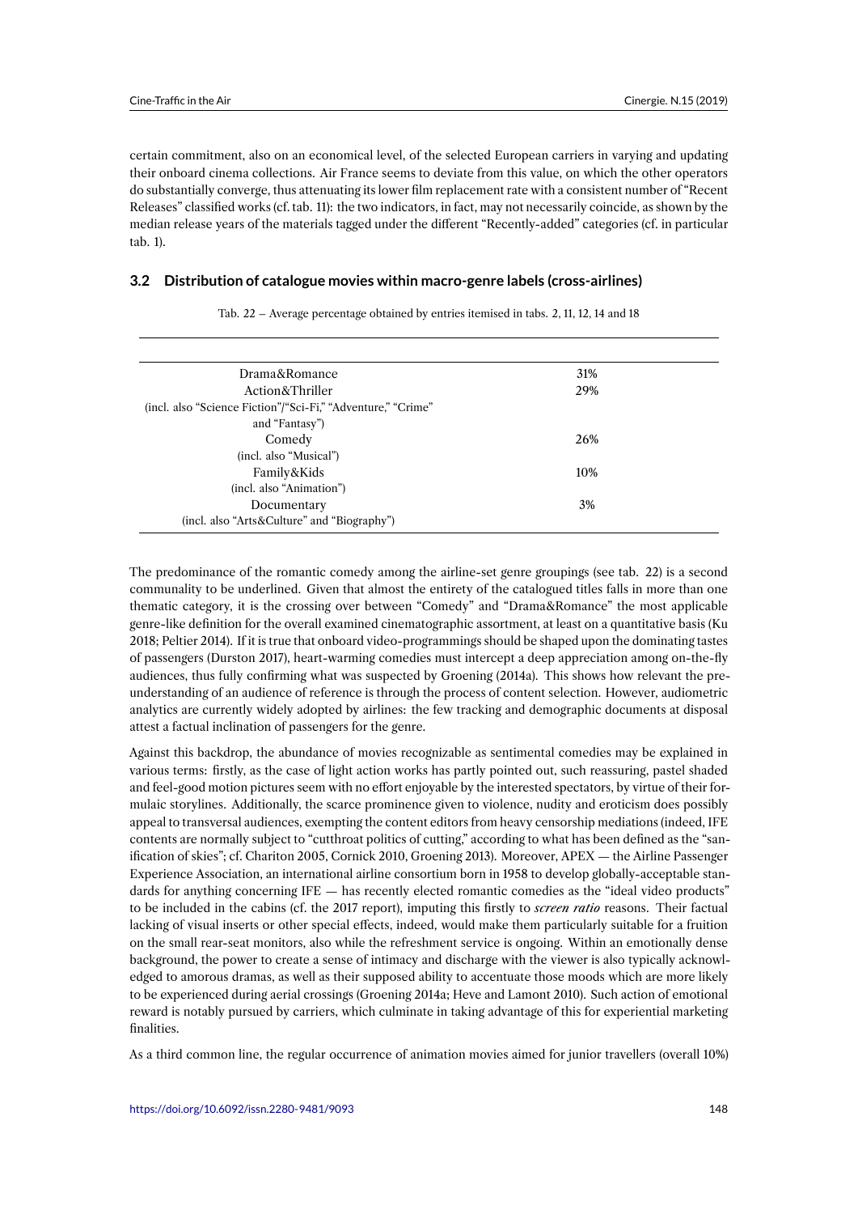certain commitment, also on an economical level, of the selected European carriers in varying and updating their onboard cinema collections. Air France seems to deviate from this value, on which the other operators do substantially converge, thus attenuating its lower film replacement rate with a consistent number of "Recent Releases" classified works (cf. tab. 11): the two indicators, in fact, may not necessarily coincide, as shown by the median release years of the materials tagged under the different "Recently-added" categories (cf. in particular tab. 1).

### 3.2 Distribution of catalogue movies within macro-genre labels (cross-airlines)

Tab. 22 – Average percentage obtained by entries itemised in tabs. 2, 11, 12, 14 and 18

| | |
|---|---|
| Drama&Romance | 31% |
| Action&Thriller (incl. also "Science Fiction"/"Sci-Fi," "Adventure," "Crime" and "Fantasy") | 29% |
| Comedy (incl. also "Musical") | 26% |
| Family&Kids (incl. also "Animation") | 10% |
| Documentary (incl. also "Arts&Culture" and "Biography") | 3% |

The predominance of the romantic comedy among the airline-set genre groupings (see tab. 22) is a second communality to be underlined. Given that almost the entirety of the catalogued titles falls in more than one thematic category, it is the crossing over between "Comedy" and "Drama&Romance" the most applicable genre-like definition for the overall examined cinematographic assortment, at least on a quantitative basis (Ku 2018; Peltier 2014). If it is true that onboard video-programmings should be shaped upon the dominating tastes of passengers (Durston 2017), heart-warming comedies must intercept a deep appreciation among on-the-fly audiences, thus fully confirming what was suspected by Groening (2014a). This shows how relevant the pre-understanding of an audience of reference is through the process of content selection. However, audiometric analytics are currently widely adopted by airlines: the few tracking and demographic documents at disposal attest a factual inclination of passengers for the genre.

Against this backdrop, the abundance of movies recognizable as sentimental comedies may be explained in various terms: firstly, as the case of light action works has partly pointed out, such reassuring, pastel shaded and feel-good motion pictures seem with no effort enjoyable by the interested spectators, by virtue of their formulaic storylines. Additionally, the scarce prominence given to violence, nudity and eroticism does possibly appeal to transversal audiences, exempting the content editors from heavy censorship mediations (indeed, IFE contents are normally subject to "cutthroat politics of cutting," according to what has been defined as the "sanification of skies"; cf. Chariton 2005, Cornick 2010, Groening 2013). Moreover, APEX — the Airline Passenger Experience Association, an international airline consortium born in 1958 to develop globally-acceptable standards for anything concerning IFE — has recently elected romantic comedies as the "ideal video products" to be included in the cabins (cf. the 2017 report), imputing this firstly to *screen ratio* reasons. Their factual lacking of visual inserts or other special effects, indeed, would make them particularly suitable for a fruition on the small rear-seat monitors, also while the refreshment service is ongoing. Within an emotionally dense background, the power to create a sense of intimacy and discharge with the viewer is also typically acknowledged to amorous dramas, as well as their supposed ability to accentuate those moods which are more likely to be experienced during aerial crossings (Groening 2014a; Heve and Lamont 2010). Such action of emotional reward is notably pursued by carriers, which culminate in taking advantage of this for experiential marketing finalities.

As a third common line, the regular occurrence of animation movies aimed for junior travellers (overall 10%)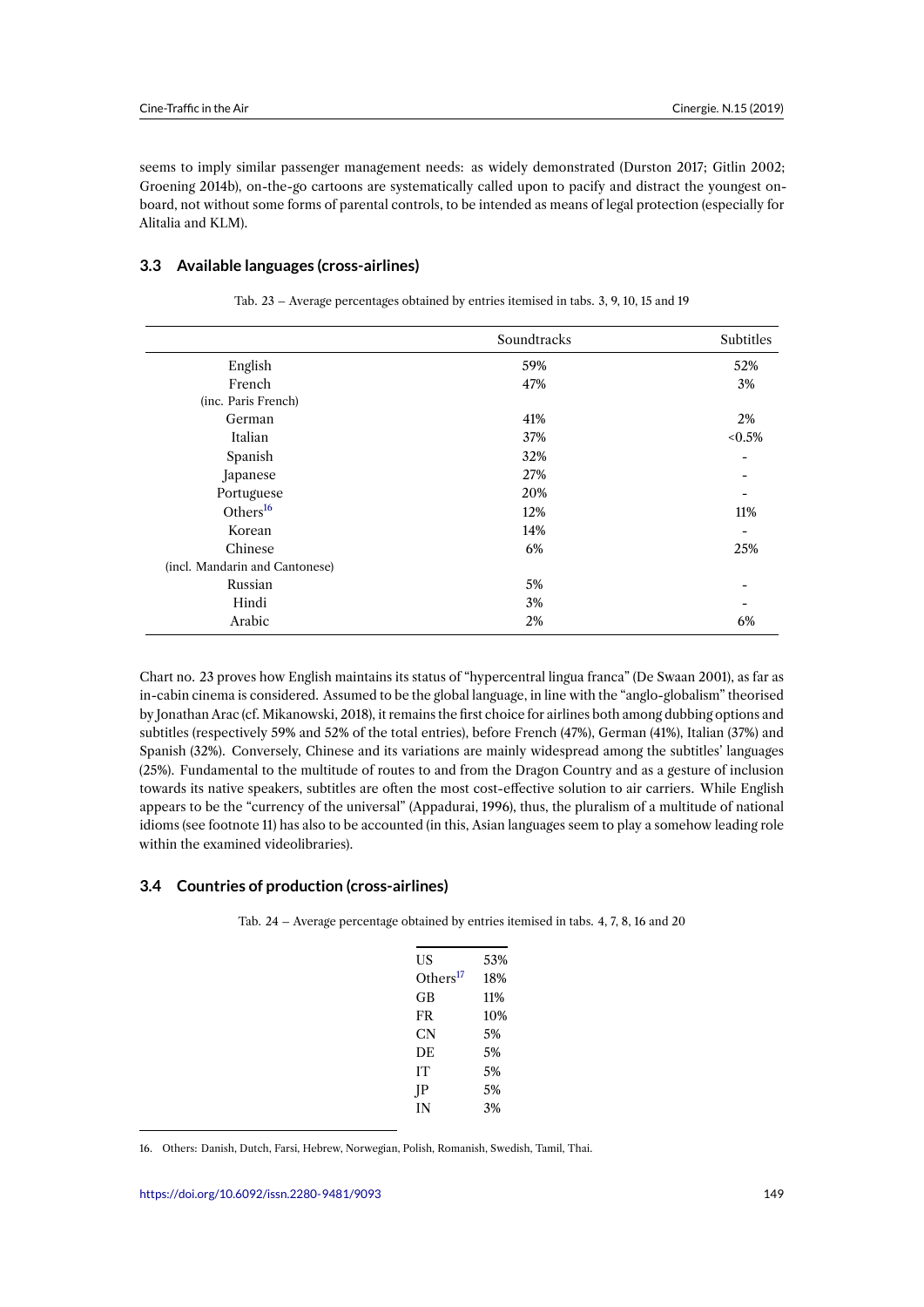seems to imply similar passenger management needs: as widely demonstrated (Durston 2017; Gitlin 2002; Groening 2014b), on-the-go cartoons are systematically called upon to pacify and distract the youngest on-board, not without some forms of parental controls, to be intended as means of legal protection (especially for Alitalia and KLM).

### 3.3 Available languages (cross-airlines)

Tab. 23 – Average percentages obtained by entries itemised in tabs. 3, 9, 10, 15 and 19

| | Soundtracks | Subtitles |
|---|---|---|
| English | 59% | 52% |
| French (inc. Paris French) | 47% | 3% |
| German | 41% | 2% |
| Italian | 37% | <0.5% |
| Spanish | 32% | - |
| Japanese | 27% | - |
| Portuguese | 20% | - |
| Others[16] | 12% | 11% |
| Korean | 14% | - |
| Chinese (incl. Mandarin and Cantonese) | 6% | 25% |
| Russian | 5% | - |
| Hindi | 3% | - |
| Arabic | 2% | 6% |

Chart no. 23 proves how English maintains its status of "hypercentral lingua franca" (De Swaan 2001), as far as in-cabin cinema is considered. Assumed to be the global language, in line with the "anglo-globalism" theorised by Jonathan Arac (cf. Mikanowski, 2018), it remains the first choice for airlines both among dubbing options and subtitles (respectively 59% and 52% of the total entries), before French (47%), German (41%), Italian (37%) and Spanish (32%). Conversely, Chinese and its variations are mainly widespread among the subtitles' languages (25%). Fundamental to the multitude of routes to and from the Dragon Country and as a gesture of inclusion towards its native speakers, subtitles are often the most cost-effective solution to air carriers. While English appears to be the "currency of the universal" (Appadurai, 1996), thus, the pluralism of a multitude of national idioms (see footnote 11) has also to be accounted (in this, Asian languages seem to play a somehow leading role within the examined videolibraries).

### 3.4 Countries of production (cross-airlines)

Tab. 24 – Average percentage obtained by entries itemised in tabs. 4, 7, 8, 16 and 20

| | |
|---|---|
| US | 53% |
| Others[17] | 18% |
| GB | 11% |
| FR | 10% |
| CN | 5% |
| DE | 5% |
| IT | 5% |
| JP | 5% |
| IN | 3% |

16. Others: Danish, Dutch, Farsi, Hebrew, Norwegian, Polish, Romanish, Swedish, Tamil, Thai.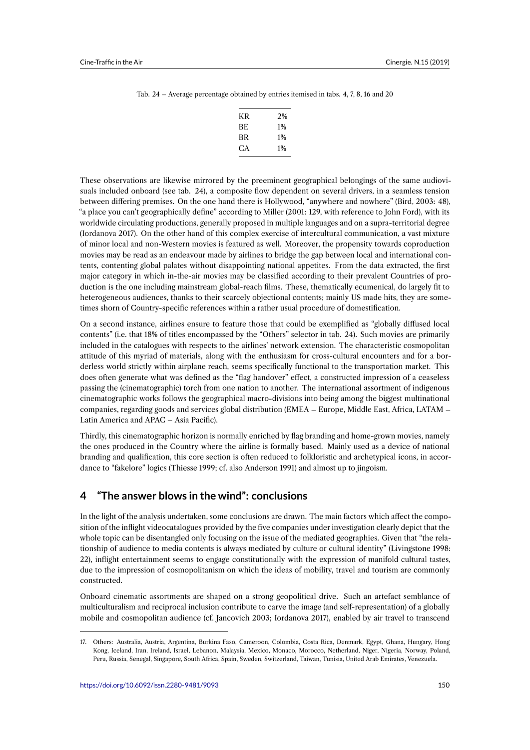Tab. 24 – Average percentage obtained by entries itemised in tabs. 4, 7, 8, 16 and 20

| | |
|---|---|
| KR | 2% |
| BE | 1% |
| BR | 1% |
| CA | 1% |

These observations are likewise mirrored by the preeminent geographical belongings of the same audiovisuals included onboard (see tab. 24), a composite flow dependent on several drivers, in a seamless tension between differing premises. On the one hand there is Hollywood, "anywhere and nowhere" (Bird, 2003: 48), "a place you can't geographically define" according to Miller (2001: 129, with reference to John Ford), with its worldwide circulating productions, generally proposed in multiple languages and on a supra-territorial degree (Iordanova 2017). On the other hand of this complex exercise of intercultural communication, a vast mixture of minor local and non-Western movies is featured as well. Moreover, the propensity towards coproduction movies may be read as an endeavour made by airlines to bridge the gap between local and international contents, contenting global palates without disappointing national appetites. From the data extracted, the first major category in which in-the-air movies may be classified according to their prevalent Countries of production is the one including mainstream global-reach films. These, thematically ecumenical, do largely fit to heterogeneous audiences, thanks to their scarcely objectional contents; mainly US made hits, they are sometimes shorn of Country-specific references within a rather usual procedure of domestification.

On a second instance, airlines ensure to feature those that could be exemplified as "globally diffused local contents" (i.e. that 18% of titles encompassed by the "Others" selector in tab. 24). Such movies are primarily included in the catalogues with respects to the airlines' network extension. The characteristic cosmopolitan attitude of this myriad of materials, along with the enthusiasm for cross-cultural encounters and for a borderless world strictly within airplane reach, seems specifically functional to the transportation market. This does often generate what was defined as the "flag handover" effect, a constructed impression of a ceaseless passing the (cinematographic) torch from one nation to another. The international assortment of indigenous cinematographic works follows the geographical macro-divisions into being among the biggest multinational companies, regarding goods and services global distribution (EMEA – Europe, Middle East, Africa, LATAM – Latin America and APAC – Asia Pacific).

Thirdly, this cinematographic horizon is normally enriched by flag branding and home-grown movies, namely the ones produced in the Country where the airline is formally based. Mainly used as a device of national branding and qualification, this core section is often reduced to folkloristic and archetypical icons, in accordance to "fakelore" logics (Thiesse 1999; cf. also Anderson 1991) and almost up to jingoism.

## 4 "The answer blows in the wind": conclusions

In the light of the analysis undertaken, some conclusions are drawn. The main factors which affect the composition of the inflight videocatalogues provided by the five companies under investigation clearly depict that the whole topic can be disentangled only focusing on the issue of the mediated geographies. Given that "the relationship of audience to media contents is always mediated by culture or cultural identity" (Livingstone 1998: 22), inflight entertainment seems to engage constitutionally with the expression of manifold cultural tastes, due to the impression of cosmopolitanism on which the ideas of mobility, travel and tourism are commonly constructed.

Onboard cinematic assortments are shaped on a strong geopolitical drive. Such an artefact semblance of multiculturalism and reciprocal inclusion contribute to carve the image (and self-representation) of a globally mobile and cosmopolitan audience (cf. Jancovich 2003; Iordanova 2017), enabled by air travel to transcend

17. Others: Australia, Austria, Argentina, Burkina Faso, Cameroon, Colombia, Costa Rica, Denmark, Egypt, Ghana, Hungary, Hong Kong, Iceland, Iran, Ireland, Israel, Lebanon, Malaysia, Mexico, Monaco, Morocco, Netherland, Niger, Nigeria, Norway, Poland, Peru, Russia, Senegal, Singapore, South Africa, Spain, Sweden, Switzerland, Taiwan, Tunisia, United Arab Emirates, Venezuela.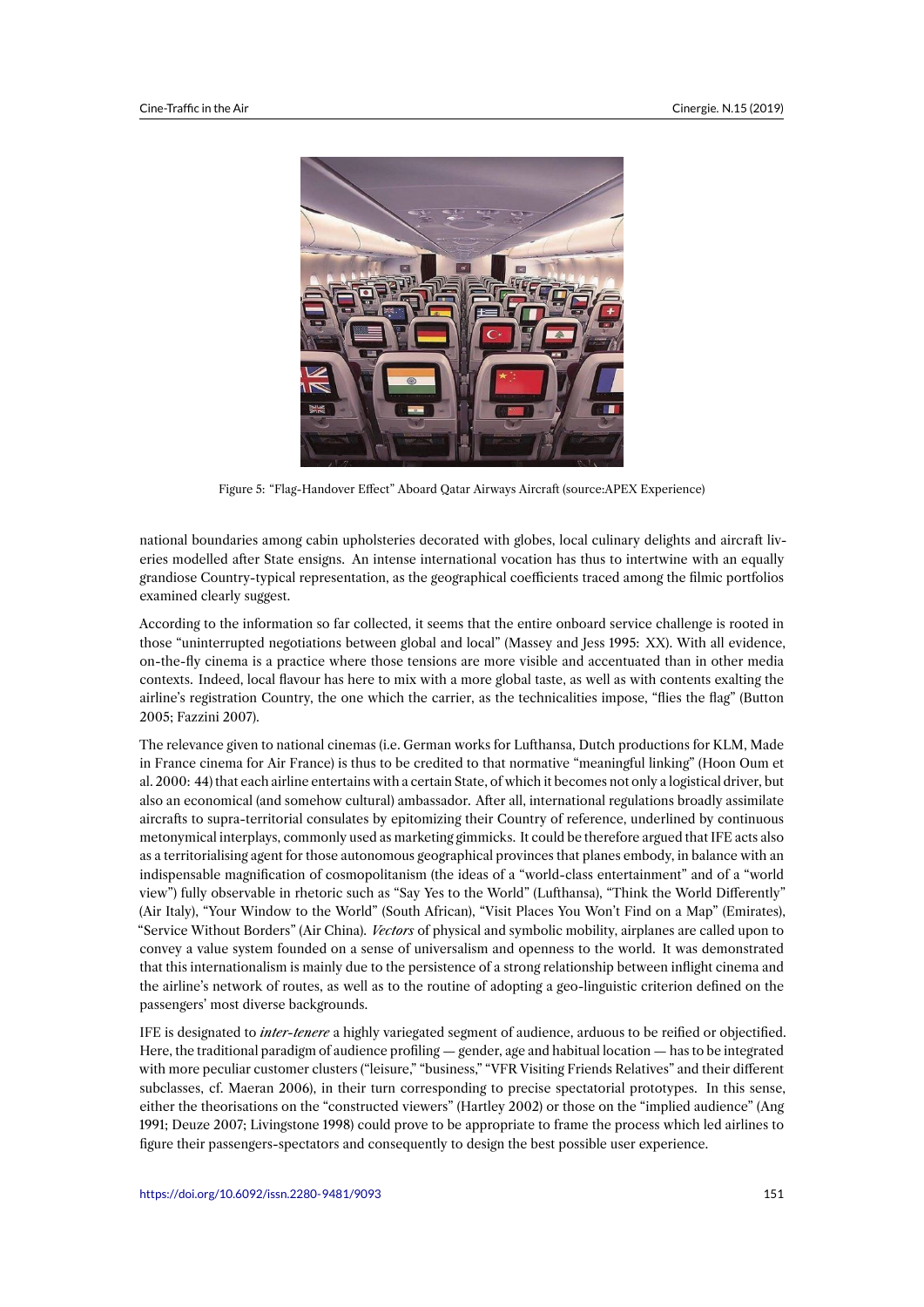Figure 5: "Flag-Handover Effect" Aboard Qatar Airways Aircraft (source:APEX Experience)

national boundaries among cabin upholsteries decorated with globes, local culinary delights and aircraft liveries modelled after State ensigns. An intense international vocation has thus to intertwine with an equally grandiose Country-typical representation, as the geographical coefficients traced among the filmic portfolios examined clearly suggest.

According to the information so far collected, it seems that the entire onboard service challenge is rooted in those "uninterrupted negotiations between global and local" (Massey and Jess 1995: XX). With all evidence, on-the-fly cinema is a practice where those tensions are more visible and accentuated than in other media contexts. Indeed, local flavour has here to mix with a more global taste, as well as with contents exalting the airline's registration Country, the one which the carrier, as the technicalities impose, "flies the flag" (Button 2005; Fazzini 2007).

The relevance given to national cinemas (i.e. German works for Lufthansa, Dutch productions for KLM, Made in France cinema for Air France) is thus to be credited to that normative "meaningful linking" (Hoon Oum et al. 2000: 44) that each airline entertains with a certain State, of which it becomes not only a logistical driver, but also an economical (and somehow cultural) ambassador. After all, international regulations broadly assimilate aircrafts to supra-territorial consulates by epitomizing their Country of reference, underlined by continuous metonymical interplays, commonly used as marketing gimmicks. It could be therefore argued that IFE acts also as a territorialising agent for those autonomous geographical provinces that planes embody, in balance with an indispensable magnification of cosmopolitanism (the ideas of a "world-class entertainment" and of a "world view") fully observable in rhetoric such as "Say Yes to the World" (Lufthansa), "Think the World Differently" (Air Italy), "Your Window to the World" (South African), "Visit Places You Won't Find on a Map" (Emirates), "Service Without Borders" (Air China). *Vectors* of physical and symbolic mobility, airplanes are called upon to convey a value system founded on a sense of universalism and openness to the world. It was demonstrated that this internationalism is mainly due to the persistence of a strong relationship between inflight cinema and the airline's network of routes, as well as to the routine of adopting a geo-linguistic criterion defined on the passengers' most diverse backgrounds.

IFE is designated to *inter-tenere* a highly variegated segment of audience, arduous to be reified or objectified. Here, the traditional paradigm of audience profiling — gender, age and habitual location — has to be integrated with more peculiar customer clusters ("leisure," "business," "VFR Visiting Friends Relatives" and their different subclasses, cf. Maeran 2006), in their turn corresponding to precise spectatorial prototypes. In this sense, either the theorisations on the "constructed viewers" (Hartley 2002) or those on the "implied audience" (Ang 1991; Deuze 2007; Livingstone 1998) could prove to be appropriate to frame the process which led airlines to figure their passengers-spectators and consequently to design the best possible user experience.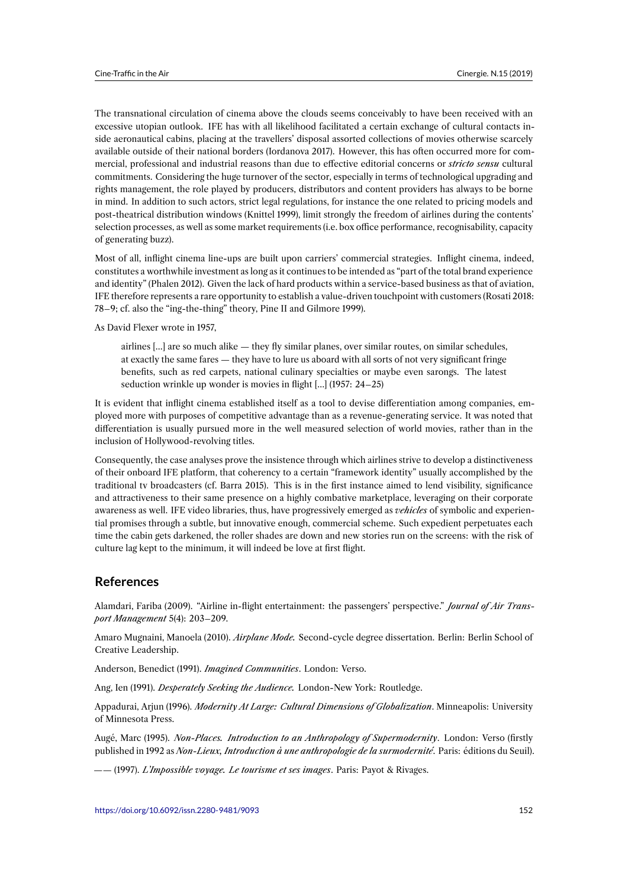The transnational circulation of cinema above the clouds seems conceivably to have been received with an excessive utopian outlook. IFE has with all likelihood facilitated a certain exchange of cultural contacts inside aeronautical cabins, placing at the travellers' disposal assorted collections of movies otherwise scarcely available outside of their national borders (Iordanova 2017). However, this has often occurred more for commercial, professional and industrial reasons than due to effective editorial concerns or *stricto sensu* cultural commitments. Considering the huge turnover of the sector, especially in terms of technological upgrading and rights management, the role played by producers, distributors and content providers has always to be borne in mind. In addition to such actors, strict legal regulations, for instance the one related to pricing models and post-theatrical distribution windows (Knittel 1999), limit strongly the freedom of airlines during the contents' selection processes, as well as some market requirements (i.e. box office performance, recognisability, capacity of generating buzz).

Most of all, inflight cinema line-ups are built upon carriers' commercial strategies. Inflight cinema, indeed, constitutes a worthwhile investment as long as it continues to be intended as "part of the total brand experience and identity" (Phalen 2012). Given the lack of hard products within a service-based business as that of aviation, IFE therefore represents a rare opportunity to establish a value-driven touchpoint with customers (Rosati 2018: 78–9; cf. also the "ing-the-thing" theory, Pine II and Gilmore 1999).

As David Flexer wrote in 1957,

> airlines [...] are so much alike — they fly similar planes, over similar routes, on similar schedules, at exactly the same fares — they have to lure us aboard with all sorts of not very significant fringe benefits, such as red carpets, national culinary specialties or maybe even sarongs. The latest seduction wrinkle up wonder is movies in flight [...] (1957: 24–25)

It is evident that inflight cinema established itself as a tool to devise differentiation among companies, employed more with purposes of competitive advantage than as a revenue-generating service. It was noted that differentiation is usually pursued more in the well measured selection of world movies, rather than in the inclusion of Hollywood-revolving titles.

Consequently, the case analyses prove the insistence through which airlines strive to develop a distinctiveness of their onboard IFE platform, that coherency to a certain "framework identity" usually accomplished by the traditional tv broadcasters (cf. Barra 2015). This is in the first instance aimed to lend visibility, significance and attractiveness to their same presence on a highly combative marketplace, leveraging on their corporate awareness as well. IFE video libraries, thus, have progressively emerged as *vehicles* of symbolic and experiential promises through a subtle, but innovative enough, commercial scheme. Such expedient perpetuates each time the cabin gets darkened, the roller shades are down and new stories run on the screens: with the risk of culture lag kept to the minimum, it will indeed be love at first flight.

## References

Alamdari, Fariba (2009). "Airline in-flight entertainment: the passengers' perspective." *Journal of Air Transport Management* 5(4): 203–209.

Amaro Mugnaini, Manoela (2010). *Airplane Mode.* Second-cycle degree dissertation. Berlin: Berlin School of Creative Leadership.

Anderson, Benedict (1991). *Imagined Communities*. London: Verso.

Ang, Ien (1991). *Desperately Seeking the Audience.* London-New York: Routledge.

Appadurai, Arjun (1996). *Modernity At Large: Cultural Dimensions of Globalization*. Minneapolis: University of Minnesota Press.

Augé, Marc (1995). *Non-Places. Introduction to an Anthropology of Supermodernity*. London: Verso (firstly published in 1992 as *Non-Lieux, Introduction à une anthropologie de la surmodernité.* Paris: éditions du Seuil).

—— (1997). *L'Impossible voyage. Le tourisme et ses images*. Paris: Payot & Rivages.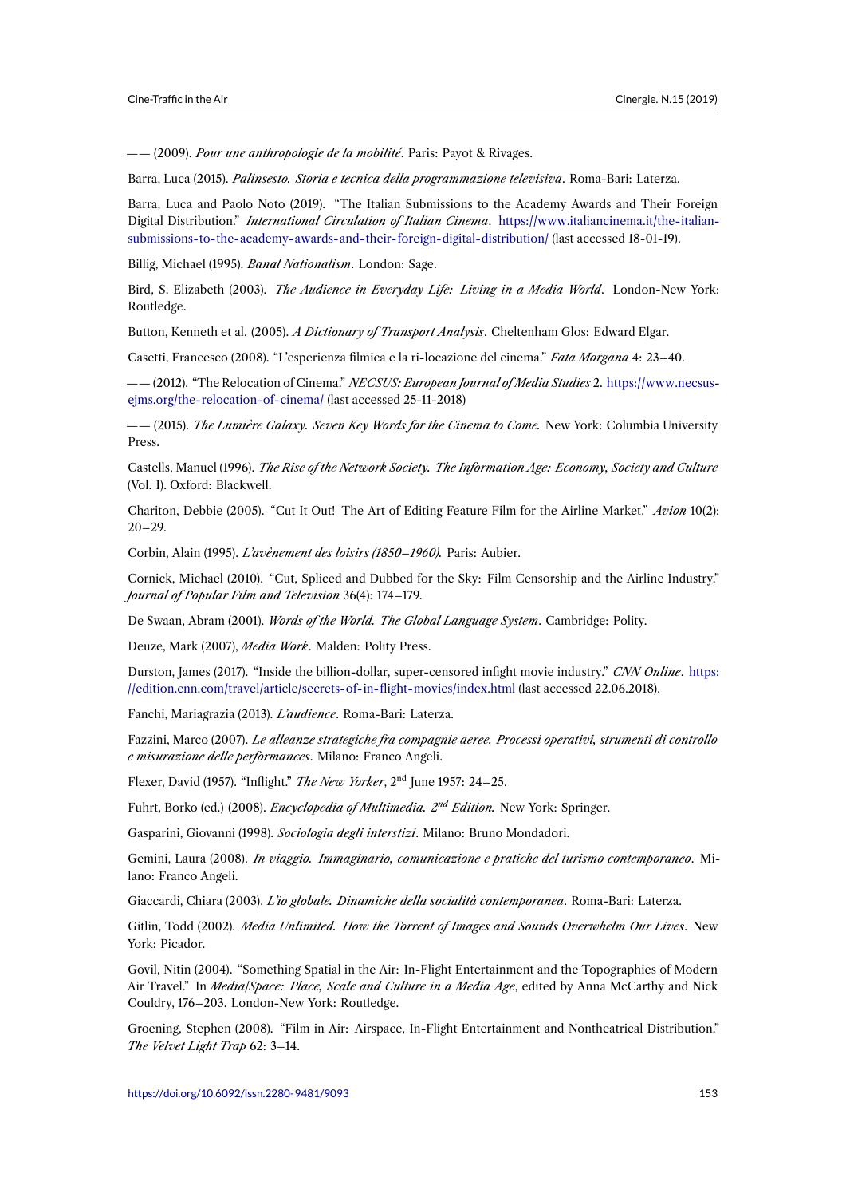—— (2009). *Pour une anthropologie de la mobilité*. Paris: Payot & Rivages.

Barra, Luca (2015). *Palinsesto. Storia e tecnica della programmazione televisiva*. Roma-Bari: Laterza.

Barra, Luca and Paolo Noto (2019). "The Italian Submissions to the Academy Awards and Their Foreign Digital Distribution." *International Circulation of Italian Cinema*. https://www.italiancinema.it/the-italian-submissions-to-the-academy-awards-and-their-foreign-digital-distribution/ (last accessed 18-01-19).

Billig, Michael (1995). *Banal Nationalism*. London: Sage.

Bird, S. Elizabeth (2003). *The Audience in Everyday Life: Living in a Media World*. London-New York: Routledge.

Button, Kenneth et al. (2005). *A Dictionary of Transport Analysis*. Cheltenham Glos: Edward Elgar.

Casetti, Francesco (2008). "L'esperienza filmica e la ri-locazione del cinema." *Fata Morgana* 4: 23–40.

—— (2012). "The Relocation of Cinema." *NECSUS: European Journal of Media Studies* 2. https://www.necsus-ejms.org/the-relocation-of-cinema/ (last accessed 25-11-2018)

—— (2015). *The Lumière Galaxy. Seven Key Words for the Cinema to Come.* New York: Columbia University Press.

Castells, Manuel (1996). *The Rise of the Network Society. The Information Age: Economy, Society and Culture* (Vol. I). Oxford: Blackwell.

Chariton, Debbie (2005). "Cut It Out! The Art of Editing Feature Film for the Airline Market." *Avion* 10(2): 20–29.

Corbin, Alain (1995). *L'avènement des loisirs (1850–1960).* Paris: Aubier.

Cornick, Michael (2010). "Cut, Spliced and Dubbed for the Sky: Film Censorship and the Airline Industry." *Journal of Popular Film and Television* 36(4): 174–179.

De Swaan, Abram (2001). *Words of the World. The Global Language System*. Cambridge: Polity.

Deuze, Mark (2007), *Media Work*. Malden: Polity Press.

Durston, James (2017). "Inside the billion-dollar, super-censored infight movie industry." *CNN Online*. https://edition.cnn.com/travel/article/secrets-of-in-flight-movies/index.html (last accessed 22.06.2018).

Fanchi, Mariagrazia (2013). *L'audience*. Roma-Bari: Laterza.

Fazzini, Marco (2007). *Le alleanze strategiche fra compagnie aeree. Processi operativi, strumenti di controllo e misurazione delle performances*. Milano: Franco Angeli.

Flexer, David (1957). "Inflight." *The New Yorker*, 2nd June 1957: 24–25.

Fuhrt, Borko (ed.) (2008). *Encyclopedia of Multimedia. 2nd Edition.* New York: Springer.

Gasparini, Giovanni (1998). *Sociologia degli interstizi*. Milano: Bruno Mondadori.

Gemini, Laura (2008). *In viaggio. Immaginario, comunicazione e pratiche del turismo contemporaneo*. Milano: Franco Angeli.

Giaccardi, Chiara (2003). *L'io globale. Dinamiche della socialità contemporanea*. Roma-Bari: Laterza.

Gitlin, Todd (2002). *Media Unlimited. How the Torrent of Images and Sounds Overwhelm Our Lives*. New York: Picador.

Govil, Nitin (2004). "Something Spatial in the Air: In-Flight Entertainment and the Topographies of Modern Air Travel." In *Media/Space: Place, Scale and Culture in a Media Age*, edited by Anna McCarthy and Nick Couldry, 176–203. London-New York: Routledge.

Groening, Stephen (2008). "Film in Air: Airspace, In-Flight Entertainment and Nontheatrical Distribution." *The Velvet Light Trap* 62: 3–14.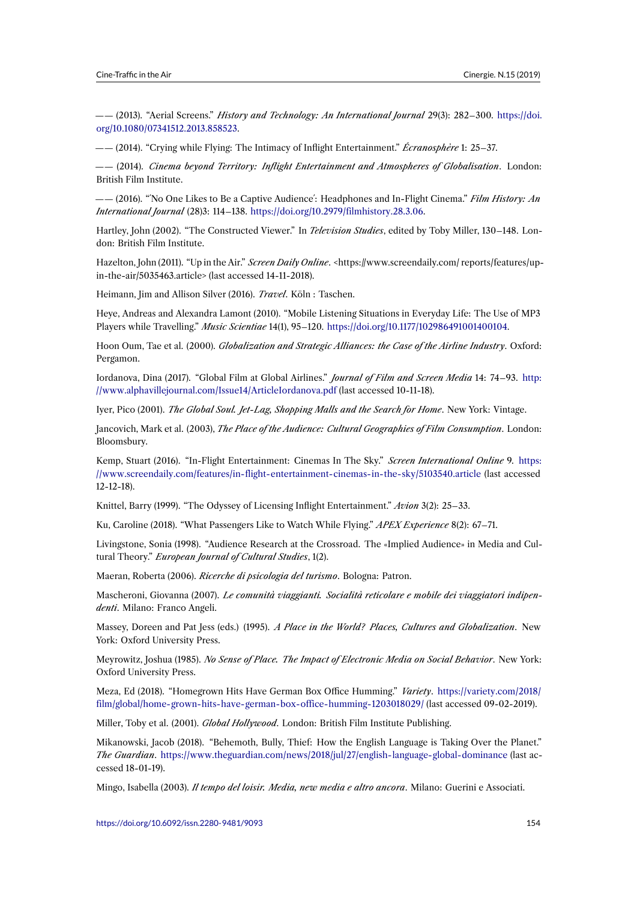—— (2013). "Aerial Screens." *History and Technology: An International Journal* 29(3): 282–300. https://doi.org/10.1080/07341512.2013.858523.

—— (2014). "Crying while Flying: The Intimacy of Inflight Entertainment." *Écranosphère* 1: 25–37.

—— (2014). *Cinema beyond Territory: Inflight Entertainment and Atmospheres of Globalisation*. London: British Film Institute.

—— (2016). "'No One Likes to Be a Captive Audience': Headphones and In-Flight Cinema." *Film History: An International Journal* (28)3: 114–138. https://doi.org/10.2979/filmhistory.28.3.06.

Hartley, John (2002). "The Constructed Viewer." In *Television Studies*, edited by Toby Miller, 130–148. London: British Film Institute.

Hazelton, John (2011). "Up in the Air." *Screen Daily Online*. <https://www.screendaily.com/ reports/features/up-in-the-air/5035463.article> (last accessed 14-11-2018).

Heimann, Jim and Allison Silver (2016). *Travel*. Köln : Taschen.

Heye, Andreas and Alexandra Lamont (2010). "Mobile Listening Situations in Everyday Life: The Use of MP3 Players while Travelling." *Music Scientiae* 14(1), 95–120. https://doi.org/10.1177/102986491001400104.

Hoon Oum, Tae et al. (2000). *Globalization and Strategic Alliances: the Case of the Airline Industry*. Oxford: Pergamon.

Iordanova, Dina (2017). "Global Film at Global Airlines." *Journal of Film and Screen Media* 14: 74–93. http://www.alphavillejournal.com/Issue14/ArticleIordanova.pdf (last accessed 10-11-18).

Iyer, Pico (2001). *The Global Soul. Jet-Lag, Shopping Malls and the Search for Home*. New York: Vintage.

Jancovich, Mark et al. (2003), *The Place of the Audience: Cultural Geographies of Film Consumption*. London: Bloomsbury.

Kemp, Stuart (2016). "In-Flight Entertainment: Cinemas In The Sky." *Screen International Online* 9. https://www.screendaily.com/features/in-flight-entertainment-cinemas-in-the-sky/5103540.article (last accessed 12-12-18).

Knittel, Barry (1999). "The Odyssey of Licensing Inflight Entertainment." *Avion* 3(2): 25–33.

Ku, Caroline (2018). "What Passengers Like to Watch While Flying." *APEX Experience* 8(2): 67–71.

Livingstone, Sonia (1998). "Audience Research at the Crossroad. The «Implied Audience» in Media and Cultural Theory." *European Journal of Cultural Studies*, 1(2).

Maeran, Roberta (2006). *Ricerche di psicologia del turismo*. Bologna: Patron.

Mascheroni, Giovanna (2007). *Le comunità viaggianti. Socialità reticolare e mobile dei viaggiatori indipendenti*. Milano: Franco Angeli.

Massey, Doreen and Pat Jess (eds.) (1995). *A Place in the World? Places, Cultures and Globalization*. New York: Oxford University Press.

Meyrowitz, Joshua (1985). *No Sense of Place. The Impact of Electronic Media on Social Behavior*. New York: Oxford University Press.

Meza, Ed (2018). "Homegrown Hits Have German Box Office Humming." *Variety*. https://variety.com/2018/film/global/home-grown-hits-have-german-box-office-humming-1203018029/ (last accessed 09-02-2019).

Miller, Toby et al. (2001). *Global Hollywood*. London: British Film Institute Publishing.

Mikanowski, Jacob (2018). "Behemoth, Bully, Thief: How the English Language is Taking Over the Planet." *The Guardian*. https://www.theguardian.com/news/2018/jul/27/english-language-global-dominance (last accessed 18-01-19).

Mingo, Isabella (2003). *Il tempo del loisir. Media, new media e altro ancora*. Milano: Guerini e Associati.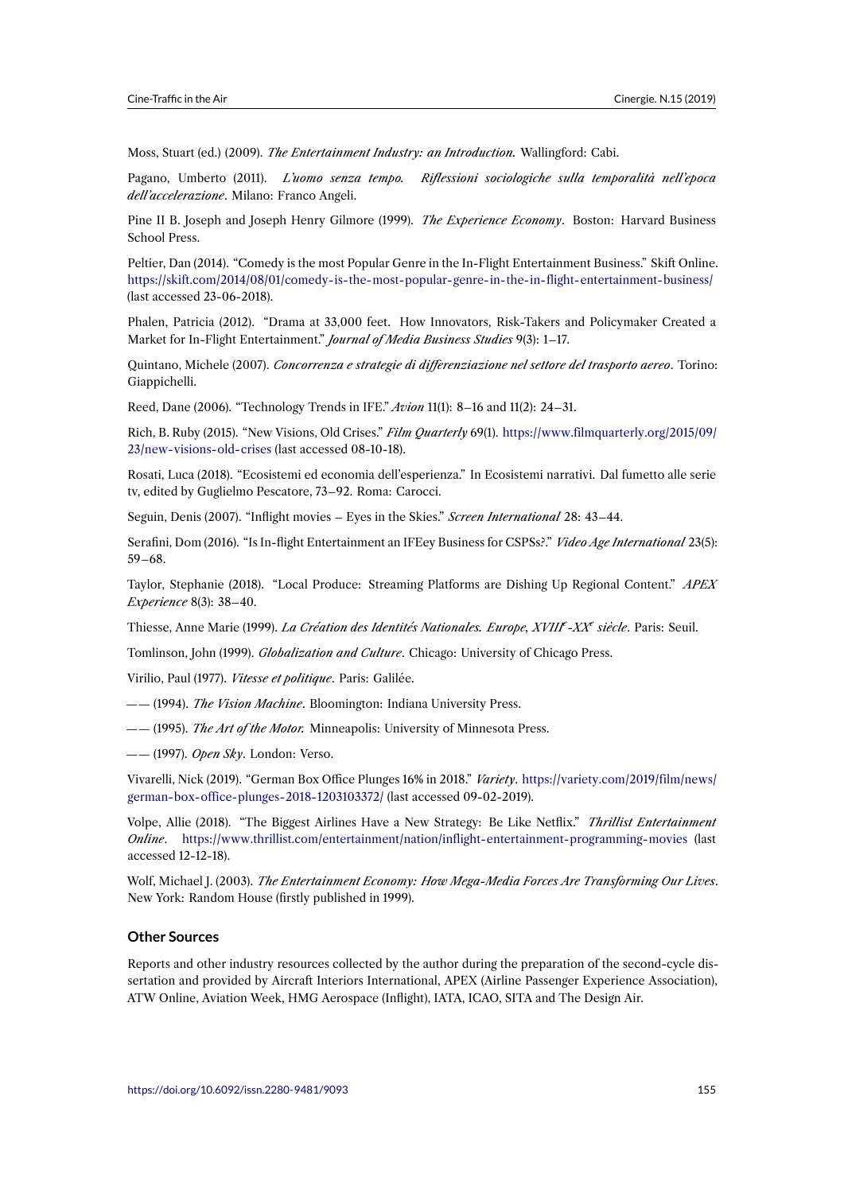Moss, Stuart (ed.) (2009). *The Entertainment Industry: an Introduction.* Wallingford: Cabi.

Pagano, Umberto (2011). *L'uomo senza tempo. Riflessioni sociologiche sulla temporalità nell'epoca dell'accelerazione*. Milano: Franco Angeli.

Pine II B. Joseph and Joseph Henry Gilmore (1999). *The Experience Economy*. Boston: Harvard Business School Press.

Peltier, Dan (2014). "Comedy is the most Popular Genre in the In-Flight Entertainment Business." Skift Online. https://skift.com/2014/08/01/comedy-is-the-most-popular-genre-in-the-in-flight-entertainment-business/ (last accessed 23-06-2018).

Phalen, Patricia (2012). "Drama at 33,000 feet. How Innovators, Risk-Takers and Policymaker Created a Market for In-Flight Entertainment." *Journal of Media Business Studies* 9(3): 1–17.

Quintano, Michele (2007). *Concorrenza e strategie di differenziazione nel settore del trasporto aereo*. Torino: Giappichelli.

Reed, Dane (2006). "Technology Trends in IFE." *Avion* 11(1): 8–16 and 11(2): 24–31.

Rich, B. Ruby (2015). "New Visions, Old Crises." *Film Quarterly* 69(1). https://www.filmquarterly.org/2015/09/23/new-visions-old-crises (last accessed 08-10-18).

Rosati, Luca (2018). "Ecosistemi ed economia dell'esperienza." In Ecosistemi narrativi. Dal fumetto alle serie tv, edited by Guglielmo Pescatore, 73–92. Roma: Carocci.

Seguin, Denis (2007). "Inflight movies – Eyes in the Skies." *Screen International* 28: 43–44.

Serafini, Dom (2016). "Is In-flight Entertainment an IFEey Business for CSPSs?." *Video Age International* 23(5): 59–68.

Taylor, Stephanie (2018). "Local Produce: Streaming Platforms are Dishing Up Regional Content." *APEX Experience* 8(3): 38–40.

Thiesse, Anne Marie (1999). *La Création des Identités Nationales. Europe, XVIII^e^-XX^e^ siècle*. Paris: Seuil.

Tomlinson, John (1999). *Globalization and Culture*. Chicago: University of Chicago Press.

Virilio, Paul (1977). *Vitesse et politique*. Paris: Galilée.

—— (1994). *The Vision Machine*. Bloomington: Indiana University Press.

—— (1995). *The Art of the Motor.* Minneapolis: University of Minnesota Press.

—— (1997). *Open Sky*. London: Verso.

Vivarelli, Nick (2019). "German Box Office Plunges 16% in 2018." *Variety*. https://variety.com/2019/film/news/german-box-office-plunges-2018-1203103372/ (last accessed 09-02-2019).

Volpe, Allie (2018). "The Biggest Airlines Have a New Strategy: Be Like Netflix." *Thrillist Entertainment Online*. https://www.thrillist.com/entertainment/nation/inflight-entertainment-programming-movies (last accessed 12-12-18).

Wolf, Michael J. (2003). *The Entertainment Economy: How Mega-Media Forces Are Transforming Our Lives*. New York: Random House (firstly published in 1999).

### Other Sources

Reports and other industry resources collected by the author during the preparation of the second-cycle dissertation and provided by Aircraft Interiors International, APEX (Airline Passenger Experience Association), ATW Online, Aviation Week, HMG Aerospace (Inflight), IATA, ICAO, SITA and The Design Air.